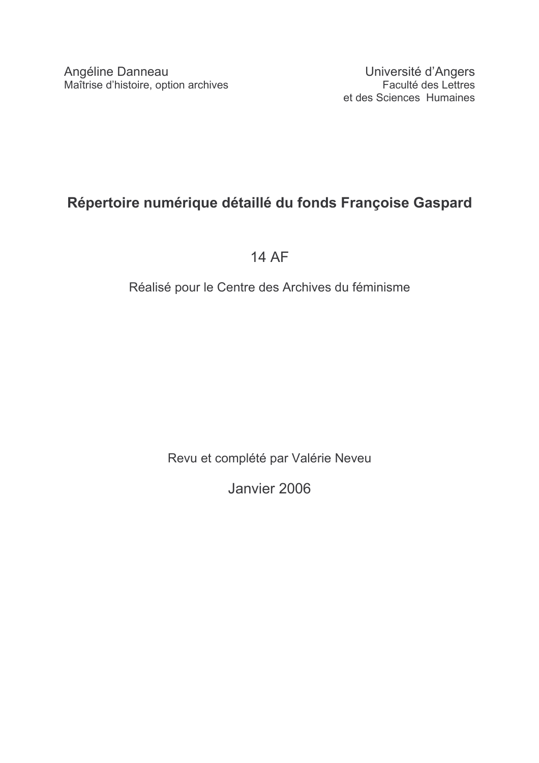Angéline Danneau
Maîtrise d'histoire, option archives

Université d'Angers
Faculté des Lettres
et des Sciences Humaines

# Répertoire numérique détaillé du fonds Françoise Gaspard

## 14 AF

Réalisé pour le Centre des Archives du féminisme

Revu et complété par Valérie Neveu

Janvier 2006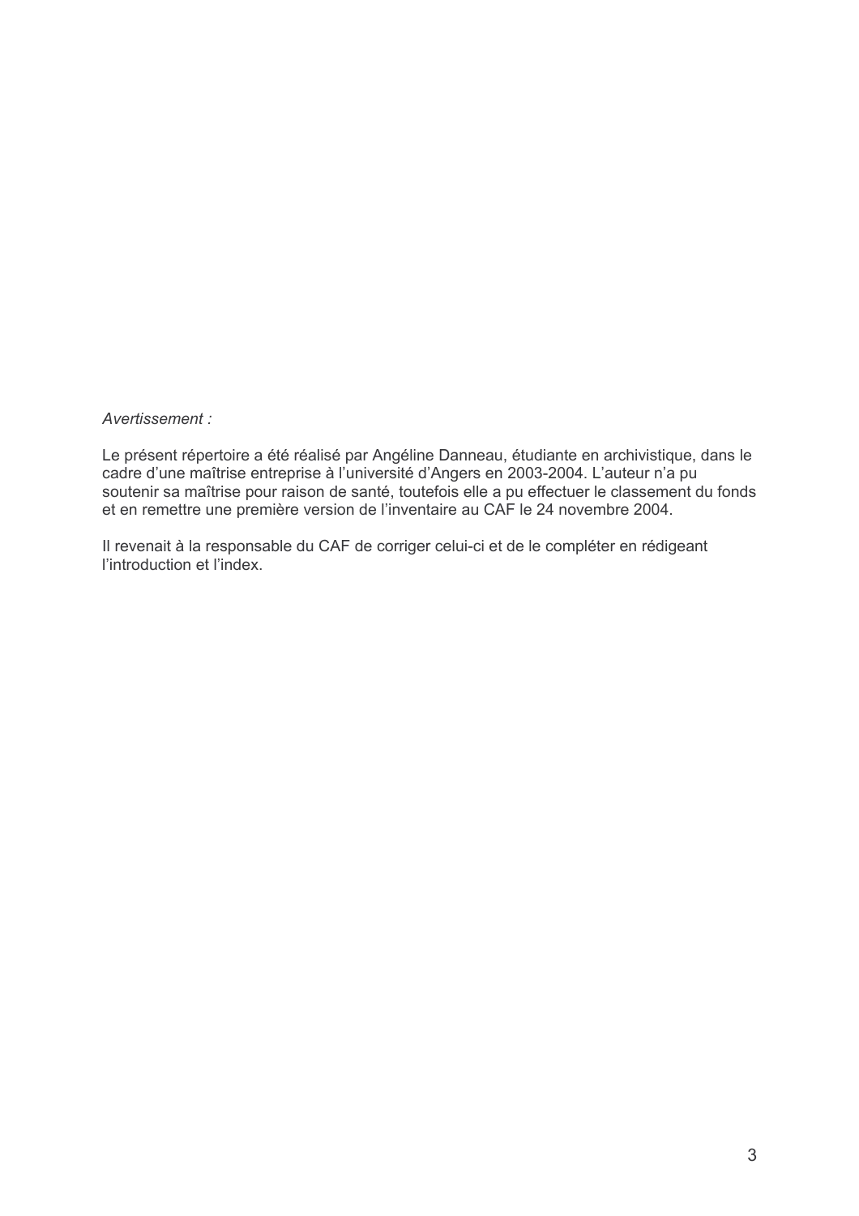*Avertissement :*

Le présent répertoire a été réalisé par Angéline Danneau, étudiante en archivistique, dans le cadre d'une maîtrise entreprise à l'université d'Angers en 2003-2004. L'auteur n'a pu soutenir sa maîtrise pour raison de santé, toutefois elle a pu effectuer le classement du fonds et en remettre une première version de l'inventaire au CAF le 24 novembre 2004.

Il revenait à la responsable du CAF de corriger celui-ci et de le compléter en rédigeant l'introduction et l'index.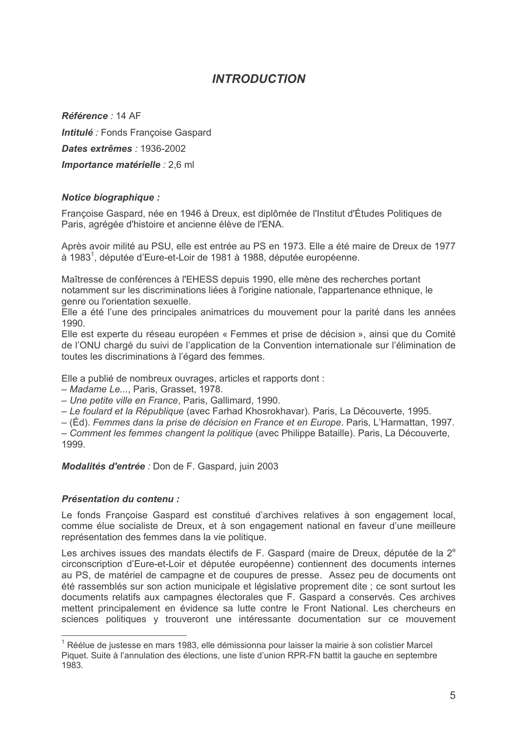# *INTRODUCTION*

***Référence** : 14 AF*

***Intitulé** : Fonds Françoise Gaspard*

***Dates extrêmes** : 1936-2002*

***Importance matérielle** : 2,6 ml*

### *Notice biographique :*

Françoise Gaspard, née en 1946 à Dreux, est diplômée de l'Institut d'Études Politiques de Paris, agrégée d'histoire et ancienne élève de l'ENA.

Après avoir milité au PSU, elle est entrée au PS en 1973. Elle a été maire de Dreux de 1977 à 1983[1], députée d'Eure-et-Loir de 1981 à 1988, députée européenne.

Maîtresse de conférences à l'EHESS depuis 1990, elle mène des recherches portant notamment sur les discriminations liées à l'origine nationale, l'appartenance ethnique, le genre ou l'orientation sexuelle.

Elle a été l'une des principales animatrices du mouvement pour la parité dans les années 1990.

Elle est experte du réseau européen « Femmes et prise de décision », ainsi que du Comité de l'ONU chargé du suivi de l'application de la Convention internationale sur l'élimination de toutes les discriminations à l'égard des femmes.

Elle a publié de nombreux ouvrages, articles et rapports dont :

– *Madame Le...*, Paris, Grasset, 1978.
– *Une petite ville en France*, Paris, Gallimard, 1990.
– *Le foulard et la République* (avec Farhad Khosrokhavar). Paris, La Découverte, 1995.
– (Éd). *Femmes dans la prise de décision en France et en Europe*. Paris, L'Harmattan, 1997.
– *Comment les femmes changent la politique* (avec Philippe Bataille). Paris, La Découverte, 1999.

***Modalités d'entrée** :* Don de F. Gaspard, juin 2003

### *Présentation du contenu :*

Le fonds Françoise Gaspard est constitué d'archives relatives à son engagement local, comme élue socialiste de Dreux, et à son engagement national en faveur d'une meilleure représentation des femmes dans la vie politique.

Les archives issues des mandats électifs de F. Gaspard (maire de Dreux, députée de la 2e circonscription d'Eure-et-Loir et députée européenne) contiennent des documents internes au PS, de matériel de campagne et de coupures de presse. Assez peu de documents ont été rassemblés sur son action municipale et législative proprement dite ; ce sont surtout les documents relatifs aux campagnes électorales que F. Gaspard a conservés. Ces archives mettent principalement en évidence sa lutte contre le Front National. Les chercheurs en sciences politiques y trouveront une intéressante documentation sur ce mouvement

---

[1] Réélue de justesse en mars 1983, elle démissionna pour laisser la mairie à son colistier Marcel Piquet. Suite à l'annulation des élections, une liste d'union RPR-FN battit la gauche en septembre 1983.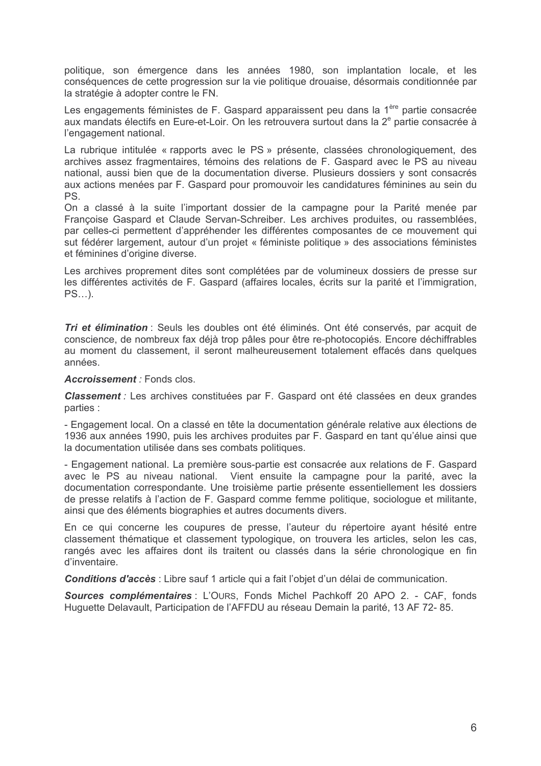politique, son émergence dans les années 1980, son implantation locale, et les conséquences de cette progression sur la vie politique drouaise, désormais conditionnée par la stratégie à adopter contre le FN.

Les engagements féministes de F. Gaspard apparaissent peu dans la 1ère partie consacrée aux mandats électifs en Eure-et-Loir. On les retrouvera surtout dans la 2e partie consacrée à l'engagement national.

La rubrique intitulée « rapports avec le PS » présente, classées chronologiquement, des archives assez fragmentaires, témoins des relations de F. Gaspard avec le PS au niveau national, aussi bien que de la documentation diverse. Plusieurs dossiers y sont consacrés aux actions menées par F. Gaspard pour promouvoir les candidatures féminines au sein du PS.
On a classé à la suite l'important dossier de la campagne pour la Parité menée par Françoise Gaspard et Claude Servan-Schreiber. Les archives produites, ou rassemblées, par celles-ci permettent d'appréhender les différentes composantes de ce mouvement qui sut fédérer largement, autour d'un projet « féministe politique » des associations féministes et féminines d'origine diverse.

Les archives proprement dites sont complétées par de volumineux dossiers de presse sur les différentes activités de F. Gaspard (affaires locales, écrits sur la parité et l'immigration, PS…).

***Tri et élimination*** : Seuls les doubles ont été éliminés. Ont été conservés, par acquit de conscience, de nombreux fax déjà trop pâles pour être re-photocopiés. Encore déchiffrables au moment du classement, il seront malheureusement totalement effacés dans quelques années.

***Accroissement*** *:* Fonds clos.

***Classement*** *:* Les archives constituées par F. Gaspard ont été classées en deux grandes parties :

- Engagement local. On a classé en tête la documentation générale relative aux élections de 1936 aux années 1990, puis les archives produites par F. Gaspard en tant qu'élue ainsi que la documentation utilisée dans ses combats politiques.

- Engagement national. La première sous-partie est consacrée aux relations de F. Gaspard avec le PS au niveau national. Vient ensuite la campagne pour la parité, avec la documentation correspondante. Une troisième partie présente essentiellement les dossiers de presse relatifs à l'action de F. Gaspard comme femme politique, sociologue et militante, ainsi que des éléments biographies et autres documents divers.

En ce qui concerne les coupures de presse, l'auteur du répertoire ayant hésité entre classement thématique et classement typologique, on trouvera les articles, selon les cas, rangés avec les affaires dont ils traitent ou classés dans la série chronologique en fin d'inventaire.

***Conditions d'accès*** : Libre sauf 1 article qui a fait l'objet d'un délai de communication.

***Sources complémentaires*** : L'OURS, Fonds Michel Pachkoff 20 APO 2. - CAF, fonds Huguette Delavault, Participation de l'AFFDU au réseau Demain la parité, 13 AF 72- 85.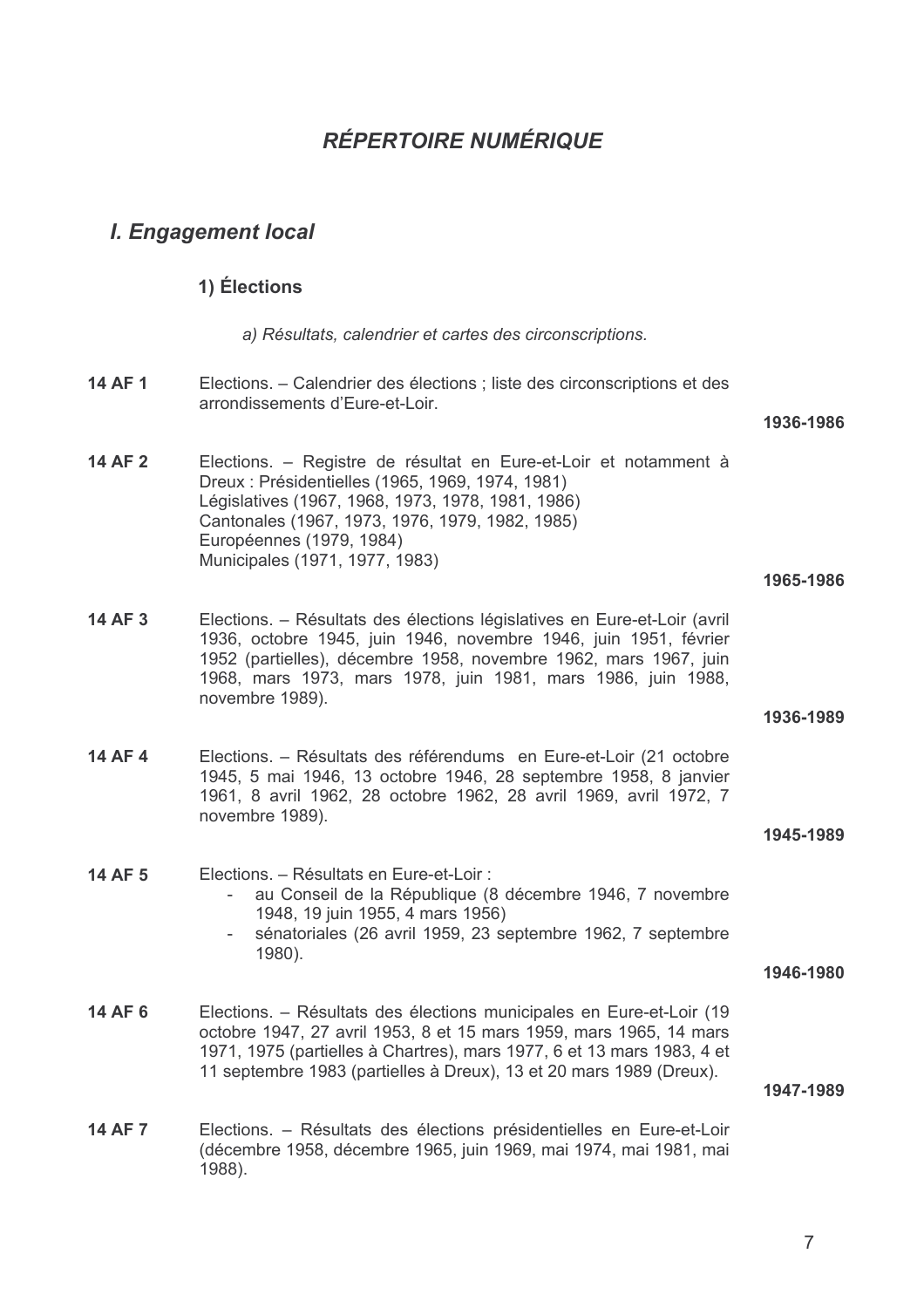## *RÉPERTOIRE NUMÉRIQUE*

### *I. Engagement local*

#### 1) Élections

*a) Résultats, calendrier et cartes des circonscriptions.*

**14 AF 1** Elections. – Calendrier des élections ; liste des circonscriptions et des arrondissements d'Eure-et-Loir.
**1936-1986**

**14 AF 2** Elections. – Registre de résultat en Eure-et-Loir et notamment à Dreux : Présidentielles (1965, 1969, 1974, 1981)
Législatives (1967, 1968, 1973, 1978, 1981, 1986)
Cantonales (1967, 1973, 1976, 1979, 1982, 1985)
Européennes (1979, 1984)
Municipales (1971, 1977, 1983)
**1965-1986**

**14 AF 3** Elections. – Résultats des élections législatives en Eure-et-Loir (avril 1936, octobre 1945, juin 1946, novembre 1946, juin 1951, février 1952 (partielles), décembre 1958, novembre 1962, mars 1967, juin 1968, mars 1973, mars 1978, juin 1981, mars 1986, juin 1988, novembre 1989).
**1936-1989**

**14 AF 4** Elections. – Résultats des référendums en Eure-et-Loir (21 octobre 1945, 5 mai 1946, 13 octobre 1946, 28 septembre 1958, 8 janvier 1961, 8 avril 1962, 28 octobre 1962, 28 avril 1969, avril 1972, 7 novembre 1989).
**1945-1989**

**14 AF 5** Elections. – Résultats en Eure-et-Loir :
- au Conseil de la République (8 décembre 1946, 7 novembre 1948, 19 juin 1955, 4 mars 1956)
- sénatoriales (26 avril 1959, 23 septembre 1962, 7 septembre 1980).

**1946-1980**

**14 AF 6** Elections. – Résultats des élections municipales en Eure-et-Loir (19 octobre 1947, 27 avril 1953, 8 et 15 mars 1959, mars 1965, 14 mars 1971, 1975 (partielles à Chartres), mars 1977, 6 et 13 mars 1983, 4 et 11 septembre 1983 (partielles à Dreux), 13 et 20 mars 1989 (Dreux).
**1947-1989**

**14 AF 7** Elections. – Résultats des élections présidentielles en Eure-et-Loir (décembre 1958, décembre 1965, juin 1969, mai 1974, mai 1981, mai 1988).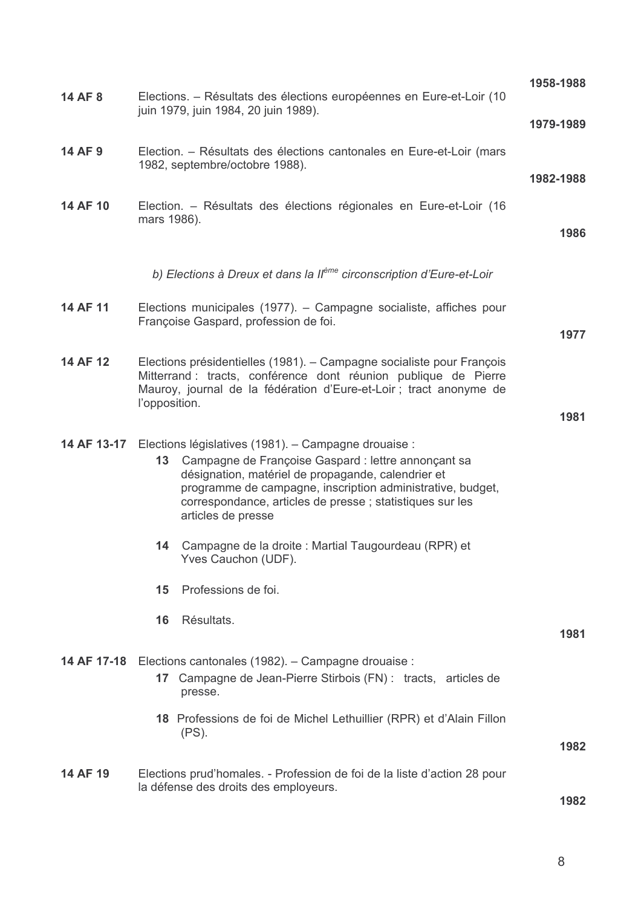1958-1988

**14 AF 8** Elections. – Résultats des élections européennes en Eure-et-Loir (10 juin 1979, juin 1984, 20 juin 1989).
**1979-1989**

**14 AF 9** Election. – Résultats des élections cantonales en Eure-et-Loir (mars 1982, septembre/octobre 1988).
**1982-1988**

**14 AF 10** Election. – Résultats des élections régionales en Eure-et-Loir (16 mars 1986).
**1986**

*b) Elections à Dreux et dans la II[ème] circonscription d'Eure-et-Loir*

**14 AF 11** Elections municipales (1977). – Campagne socialiste, affiches pour Françoise Gaspard, profession de foi.
**1977**

**14 AF 12** Elections présidentielles (1981). – Campagne socialiste pour François Mitterrand : tracts, conférence dont réunion publique de Pierre Mauroy, journal de la fédération d'Eure-et-Loir ; tract anonyme de l'opposition.
**1981**

**14 AF 13-17** Elections législatives (1981). – Campagne drouaise :

- **13** Campagne de Françoise Gaspard : lettre annonçant sa désignation, matériel de propagande, calendrier et programme de campagne, inscription administrative, budget, correspondance, articles de presse ; statistiques sur les articles de presse
- **14** Campagne de la droite : Martial Taugourdeau (RPR) et Yves Cauchon (UDF).
- **15** Professions de foi.
- **16** Résultats.

**1981**

**14 AF 17-18** Elections cantonales (1982). – Campagne drouaise :

- **17** Campagne de Jean-Pierre Stirbois (FN) : tracts, articles de presse.
- **18** Professions de foi de Michel Lethuillier (RPR) et d'Alain Fillon (PS).

**1982**

**14 AF 19** Elections prud'homales. - Profession de foi de la liste d'action 28 pour la défense des droits des employeurs.
**1982**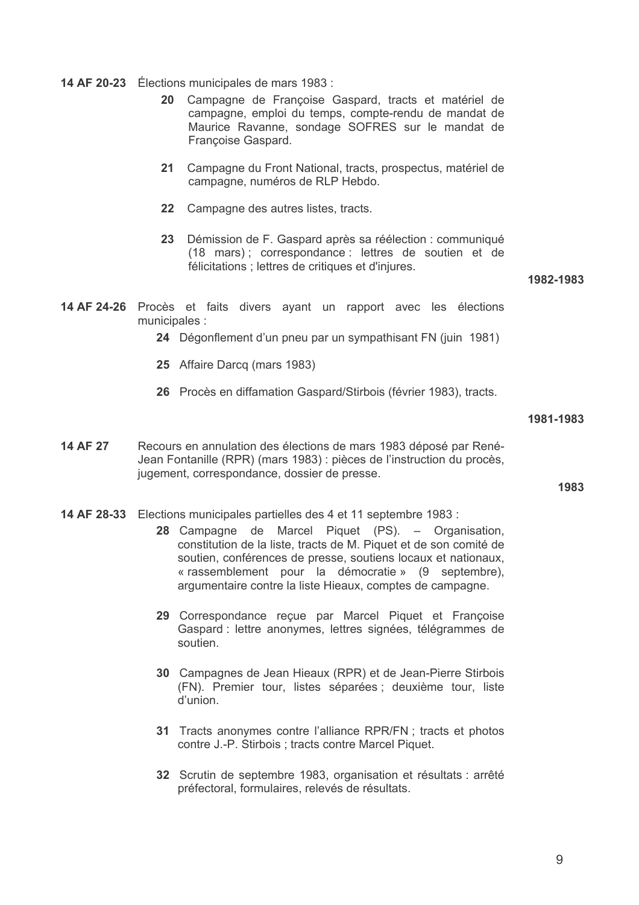**14 AF 20-23** Élections municipales de mars 1983 :

- **20** Campagne de Françoise Gaspard, tracts et matériel de campagne, emploi du temps, compte-rendu de mandat de Maurice Ravanne, sondage SOFRES sur le mandat de Françoise Gaspard.
- **21** Campagne du Front National, tracts, prospectus, matériel de campagne, numéros de RLP Hebdo.
- **22** Campagne des autres listes, tracts.
- **23** Démission de F. Gaspard après sa réélection : communiqué (18 mars) ; correspondance : lettres de soutien et de félicitations ; lettres de critiques et d'injures.

**1982-1983**

**14 AF 24-26** Procès et faits divers ayant un rapport avec les élections municipales :

- **24** Dégonflement d'un pneu par un sympathisant FN (juin 1981)
- **25** Affaire Darcq (mars 1983)
- **26** Procès en diffamation Gaspard/Stirbois (février 1983), tracts.

**1981-1983**

**14 AF 27** Recours en annulation des élections de mars 1983 déposé par René-Jean Fontanille (RPR) (mars 1983) : pièces de l'instruction du procès, jugement, correspondance, dossier de presse.

**1983**

**14 AF 28-33** Elections municipales partielles des 4 et 11 septembre 1983 :

- **28** Campagne de Marcel Piquet (PS). – Organisation, constitution de la liste, tracts de M. Piquet et de son comité de soutien, conférences de presse, soutiens locaux et nationaux, « rassemblement pour la démocratie » (9 septembre), argumentaire contre la liste Hieaux, comptes de campagne.
- **29** Correspondance reçue par Marcel Piquet et Françoise Gaspard : lettre anonymes, lettres signées, télégrammes de soutien.
- **30** Campagnes de Jean Hieaux (RPR) et de Jean-Pierre Stirbois (FN). Premier tour, listes séparées ; deuxième tour, liste d'union.
- **31** Tracts anonymes contre l'alliance RPR/FN ; tracts et photos contre J.-P. Stirbois ; tracts contre Marcel Piquet.
- **32** Scrutin de septembre 1983, organisation et résultats : arrêté préfectoral, formulaires, relevés de résultats.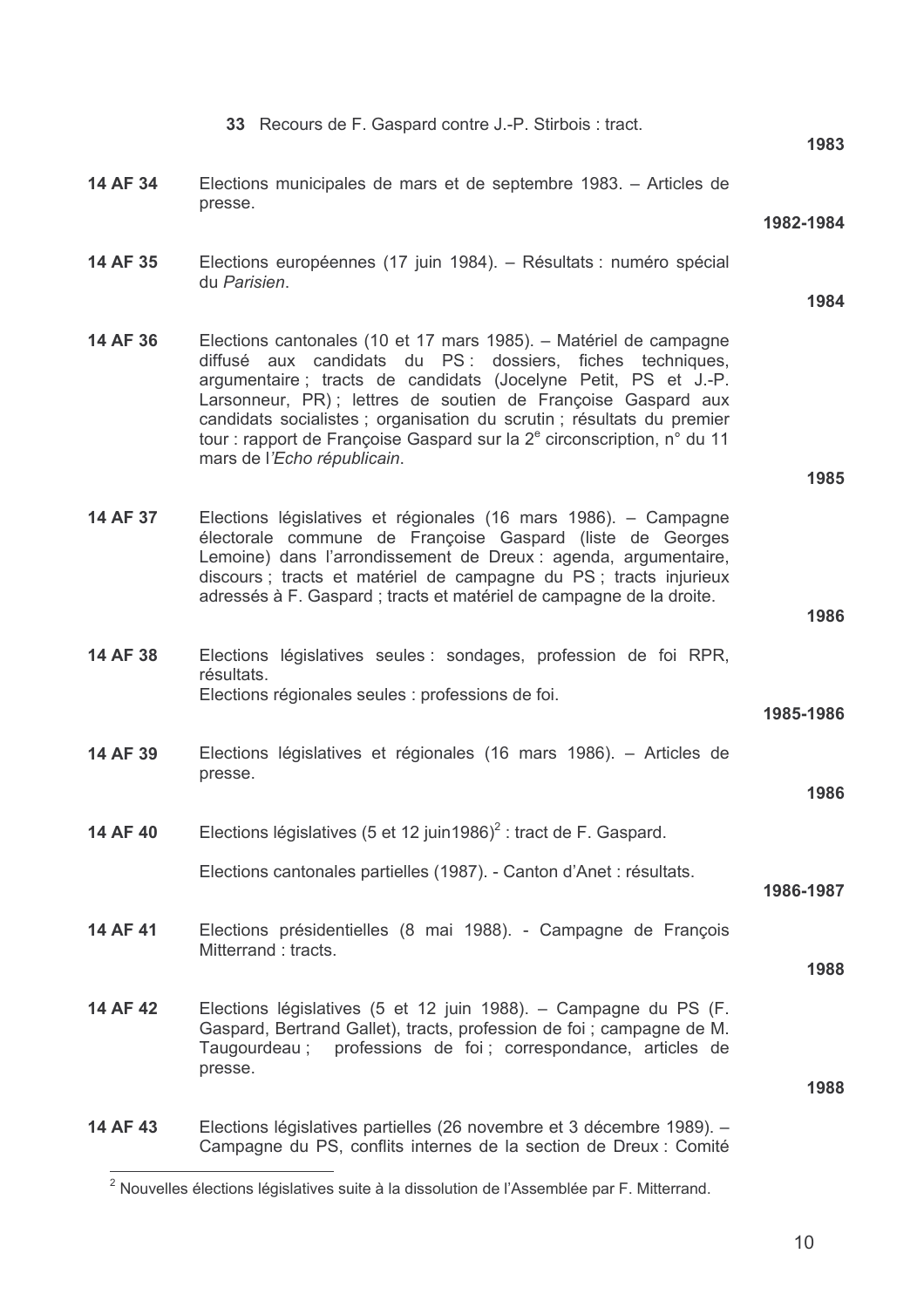33 Recours de F. Gaspard contre J.-P. Stirbois : tract.

**1983**

**14 AF 34** Elections municipales de mars et de septembre 1983. – Articles de presse.

**1982-1984**

**14 AF 35** Elections européennes (17 juin 1984). – Résultats : numéro spécial du *Parisien*.

**1984**

**14 AF 36** Elections cantonales (10 et 17 mars 1985). – Matériel de campagne diffusé aux candidats du PS : dossiers, fiches techniques, argumentaire ; tracts de candidats (Jocelyne Petit, PS et J.-P. Larsonneur, PR) ; lettres de soutien de Françoise Gaspard aux candidats socialistes ; organisation du scrutin ; résultats du premier tour : rapport de Françoise Gaspard sur la 2e circonscription, n° du 11 mars de l'*Echo républicain*.

**1985**

**14 AF 37** Elections législatives et régionales (16 mars 1986). – Campagne électorale commune de Françoise Gaspard (liste de Georges Lemoine) dans l'arrondissement de Dreux : agenda, argumentaire, discours ; tracts et matériel de campagne du PS ; tracts injurieux adressés à F. Gaspard ; tracts et matériel de campagne de la droite.

**1986**

**14 AF 38** Elections législatives seules : sondages, profession de foi RPR, résultats.
Elections régionales seules : professions de foi.

**1985-1986**

**14 AF 39** Elections législatives et régionales (16 mars 1986). – Articles de presse.

**1986**

**14 AF 40** Elections législatives (5 et 12 juin1986)[2] : tract de F. Gaspard.

Elections cantonales partielles (1987). - Canton d'Anet : résultats.

**1986-1987**

**14 AF 41** Elections présidentielles (8 mai 1988). - Campagne de François Mitterrand : tracts.

**1988**

**14 AF 42** Elections législatives (5 et 12 juin 1988). – Campagne du PS (F. Gaspard, Bertrand Gallet), tracts, profession de foi ; campagne de M. Taugourdeau ; professions de foi ; correspondance, articles de presse.

**1988**

**14 AF 43** Elections législatives partielles (26 novembre et 3 décembre 1989). – Campagne du PS, conflits internes de la section de Dreux : Comité

---

[2] Nouvelles élections législatives suite à la dissolution de l'Assemblée par F. Mitterrand.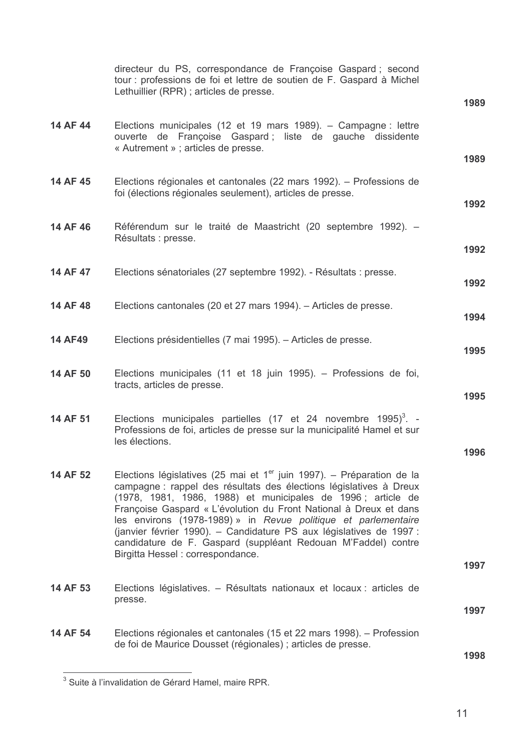| | | |
|---|---|---|
| | directeur du PS, correspondance de Françoise Gaspard ; second tour : professions de foi et lettre de soutien de F. Gaspard à Michel Lethuillier (RPR) ; articles de presse. | **1989** |
| **14 AF 44** | Elections municipales (12 et 19 mars 1989). – Campagne : lettre ouverte de Françoise Gaspard ; liste de gauche dissidente « Autrement » ; articles de presse. | **1989** |
| **14 AF 45** | Elections régionales et cantonales (22 mars 1992). – Professions de foi (élections régionales seulement), articles de presse. | **1992** |
| **14 AF 46** | Référendum sur le traité de Maastricht (20 septembre 1992). – Résultats : presse. | **1992** |
| **14 AF 47** | Elections sénatoriales (27 septembre 1992). - Résultats : presse. | **1992** |
| **14 AF 48** | Elections cantonales (20 et 27 mars 1994). – Articles de presse. | **1994** |
| **14 AF49** | Elections présidentielles (7 mai 1995). – Articles de presse. | **1995** |
| **14 AF 50** | Elections municipales (11 et 18 juin 1995). – Professions de foi, tracts, articles de presse. | **1995** |
| **14 AF 51** | Elections municipales partielles (17 et 24 novembre 1995)[3]. - Professions de foi, articles de presse sur la municipalité Hamel et sur les élections. | **1996** |
| **14 AF 52** | Elections législatives (25 mai et 1er juin 1997). – Préparation de la campagne : rappel des résultats des élections législatives à Dreux (1978, 1981, 1986, 1988) et municipales de 1996 ; article de Françoise Gaspard « L'évolution du Front National à Dreux et dans les environs (1978-1989) » in *Revue politique et parlementaire* (janvier février 1990). – Candidature PS aux législatives de 1997 : candidature de F. Gaspard (suppléant Redouan M'Faddel) contre Birgitta Hessel : correspondance. | **1997** |
| **14 AF 53** | Elections législatives. – Résultats nationaux et locaux : articles de presse. | **1997** |
| **14 AF 54** | Elections régionales et cantonales (15 et 22 mars 1998). – Profession de foi de Maurice Dousset (régionales) ; articles de presse. | **1998** |

---

[3] Suite à l'invalidation de Gérard Hamel, maire RPR.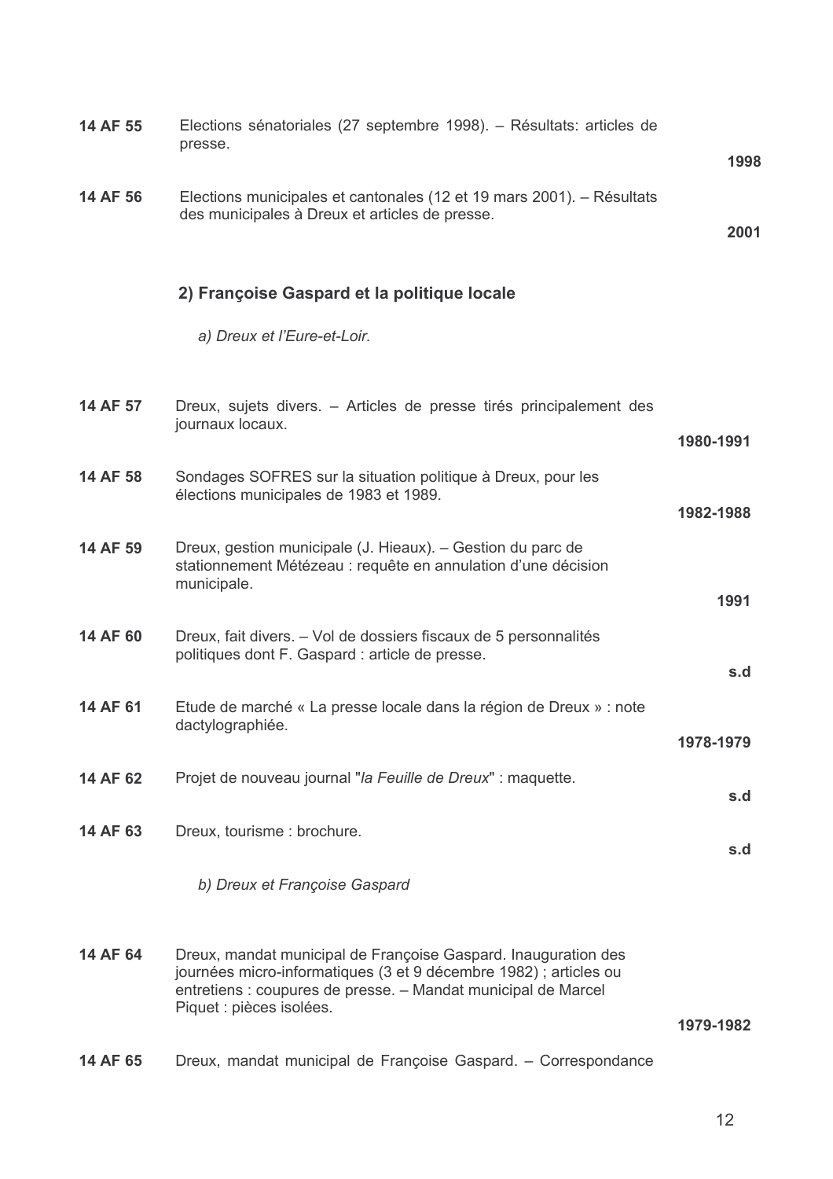**14 AF 55** Elections sénatoriales (27 septembre 1998). – Résultats: articles de presse.
**1998**

**14 AF 56** Elections municipales et cantonales (12 et 19 mars 2001). – Résultats des municipales à Dreux et articles de presse.
**2001**

### 2) Françoise Gaspard et la politique locale

*a) Dreux et l'Eure-et-Loir.*

**14 AF 57** Dreux, sujets divers. – Articles de presse tirés principalement des journaux locaux.
**1980-1991**

**14 AF 58** Sondages SOFRES sur la situation politique à Dreux, pour les élections municipales de 1983 et 1989.
**1982-1988**

**14 AF 59** Dreux, gestion municipale (J. Hieaux). – Gestion du parc de stationnement Météazeau : requête en annulation d'une décision municipale.
**1991**

**14 AF 60** Dreux, fait divers. – Vol de dossiers fiscaux de 5 personnalités politiques dont F. Gaspard : article de presse.
**s.d**

**14 AF 61** Etude de marché « La presse locale dans la région de Dreux » : note dactylographiée.
**1978-1979**

**14 AF 62** Projet de nouveau journal "*la Feuille de Dreux*" : maquette.
**s.d**

**14 AF 63** Dreux, tourisme : brochure.
**s.d**

*b) Dreux et Françoise Gaspard*

**14 AF 64** Dreux, mandat municipal de Françoise Gaspard. Inauguration des journées micro-informatiques (3 et 9 décembre 1982) ; articles ou entretiens : coupures de presse. – Mandat municipal de Marcel Piquet : pièces isolées.
**1979-1982**

**14 AF 65** Dreux, mandat municipal de Françoise Gaspard. – Correspondance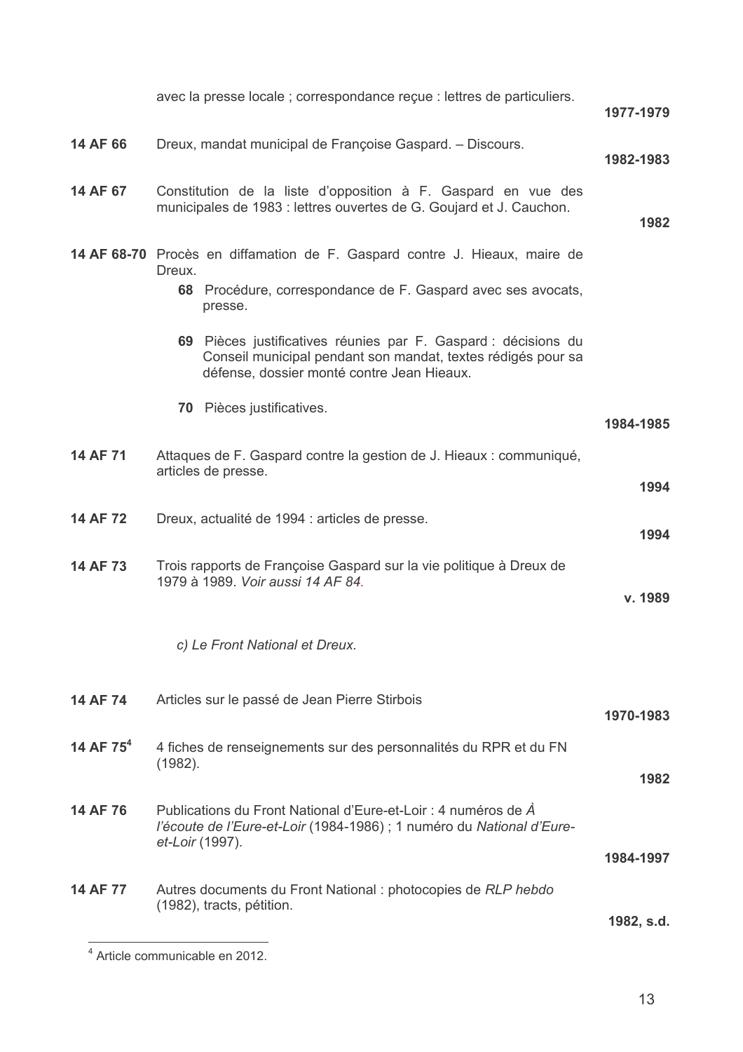| | | |
|---|---|---|
| | avec la presse locale ; correspondance reçue : lettres de particuliers. | **1977-1979** |
| **14 AF 66** | Dreux, mandat municipal de Françoise Gaspard. – Discours. | **1982-1983** |
| **14 AF 67** | Constitution de la liste d'opposition à F. Gaspard en vue des municipales de 1983 : lettres ouvertes de G. Goujard et J. Cauchon. | **1982** |
| **14 AF 68-70** | Procès en diffamation de F. Gaspard contre J. Hieaux, maire de Dreux.<br>**68** Procédure, correspondance de F. Gaspard avec ses avocats, presse.<br>**69** Pièces justificatives réunies par F. Gaspard : décisions du Conseil municipal pendant son mandat, textes rédigés pour sa défense, dossier monté contre Jean Hieaux.<br>**70** Pièces justificatives. | **1984-1985** |
| **14 AF 71** | Attaques de F. Gaspard contre la gestion de J. Hieaux : communiqué, articles de presse. | **1994** |
| **14 AF 72** | Dreux, actualité de 1994 : articles de presse. | **1994** |
| **14 AF 73** | Trois rapports de Françoise Gaspard sur la vie politique à Dreux de 1979 à 1989. *Voir aussi 14 AF 84.* | **v. 1989** |

*c) Le Front National et Dreux.*

| | | |
|---|---|---|
| **14 AF 74** | Articles sur le passé de Jean Pierre Stirbois | **1970-1983** |
| **14 AF 75**[4] | 4 fiches de renseignements sur des personnalités du RPR et du FN (1982). | **1982** |
| **14 AF 76** | Publications du Front National d'Eure-et-Loir : 4 numéros de *À l'écoute de l'Eure-et-Loir* (1984-1986) ; 1 numéro du *National d'Eure-et-Loir* (1997). | **1984-1997** |
| **14 AF 77** | Autres documents du Front National : photocopies de *RLP hebdo* (1982), tracts, pétition. | **1982, s.d.** |

[4] Article communicable en 2012.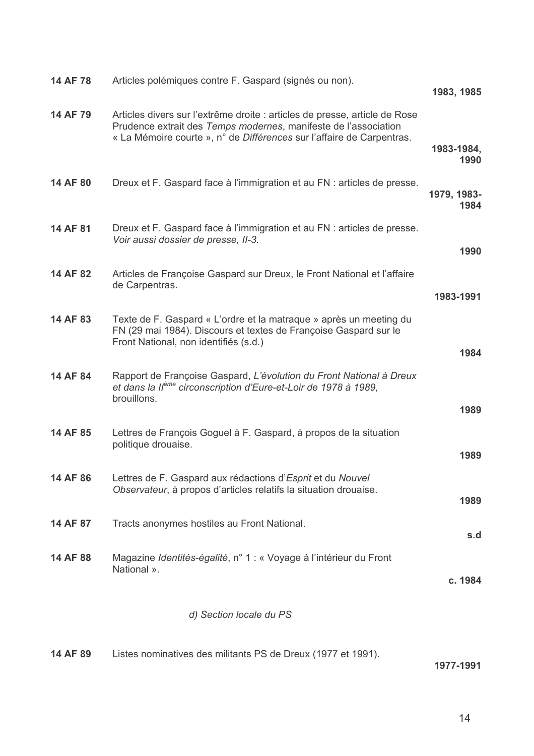| | | |
|---|---|---|
| **14 AF 78** | Articles polémiques contre F. Gaspard (signés ou non). | **1983, 1985** |
| **14 AF 79** | Articles divers sur l'extrême droite : articles de presse, article de Rose Prudence extrait des *Temps modernes*, manifeste de l'association « La Mémoire courte », n° de *Différences* sur l'affaire de Carpentras. | **1983-1984, 1990** |
| **14 AF 80** | Dreux et F. Gaspard face à l'immigration et au FN : articles de presse. | **1979, 1983-1984** |
| **14 AF 81** | Dreux et F. Gaspard face à l'immigration et au FN : articles de presse. *Voir aussi dossier de presse, II-3.* | **1990** |
| **14 AF 82** | Articles de Françoise Gaspard sur Dreux, le Front National et l'affaire de Carpentras. | **1983-1991** |
| **14 AF 83** | Texte de F. Gaspard « L'ordre et la matraque » après un meeting du FN (29 mai 1984). Discours et textes de Françoise Gaspard sur le Front National, non identifiés (s.d.) | **1984** |
| **14 AF 84** | Rapport de Françoise Gaspard, *L'évolution du Front National à Dreux et dans la IIème circonscription d'Eure-et-Loir de 1978 à 1989*, brouillons. | **1989** |
| **14 AF 85** | Lettres de François Goguel à F. Gaspard, à propos de la situation politique drouaise. | **1989** |
| **14 AF 86** | Lettres de F. Gaspard aux rédactions d'*Esprit* et du *Nouvel Observateur*, à propos d'articles relatifs la situation drouaise. | **1989** |
| **14 AF 87** | Tracts anonymes hostiles au Front National. | **s.d** |
| **14 AF 88** | Magazine *Identités-égalité*, n° 1 : « Voyage à l'intérieur du Front National ». | **c. 1984** |

*d) Section locale du PS*

| | | |
|---|---|---|
| **14 AF 89** | Listes nominatives des militants PS de Dreux (1977 et 1991). | **1977-1991** |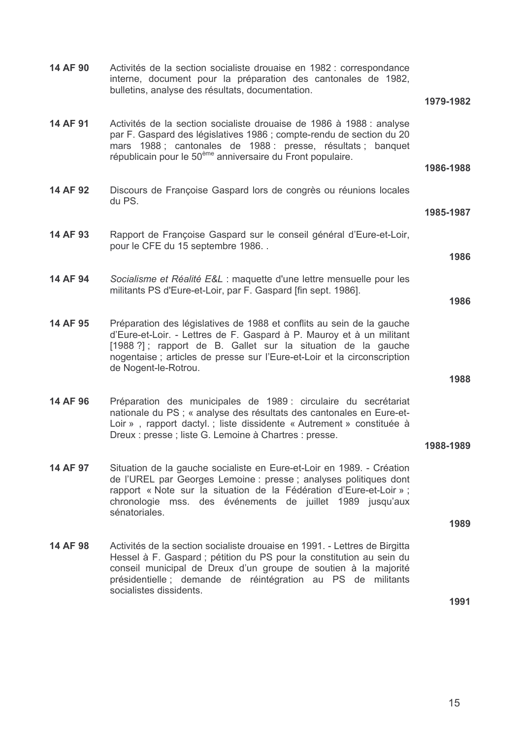**14 AF 90** Activités de la section socialiste drouaise en 1982 : correspondance interne, document pour la préparation des cantonales de 1982, bulletins, analyse des résultats, documentation.

**1979-1982**

**14 AF 91** Activités de la section socialiste drouaise de 1986 à 1988 : analyse par F. Gaspard des législatives 1986 ; compte-rendu de section du 20 mars 1988 ; cantonales de 1988 : presse, résultats ; banquet républicain pour le 50[ème] anniversaire du Front populaire.

**1986-1988**

**14 AF 92** Discours de Françoise Gaspard lors de congrès ou réunions locales du PS.

**1985-1987**

**14 AF 93** Rapport de Françoise Gaspard sur le conseil général d'Eure-et-Loir, pour le CFE du 15 septembre 1986. .

**1986**

**14 AF 94** *Socialisme et Réalité E&L* : maquette d'une lettre mensuelle pour les militants PS d'Eure-et-Loir, par F. Gaspard [fin sept. 1986].

**1986**

**14 AF 95** Préparation des législatives de 1988 et conflits au sein de la gauche d'Eure-et-Loir. - Lettres de F. Gaspard à P. Mauroy et à un militant [1988 ?] ; rapport de B. Gallet sur la situation de la gauche nogentaise ; articles de presse sur l'Eure-et-Loir et la circonscription de Nogent-le-Rotrou.

**1988**

**14 AF 96** Préparation des municipales de 1989 : circulaire du secrétariat nationale du PS ; « analyse des résultats des cantonales en Eure-et-Loir » , rapport dactyl. ; liste dissidente « Autrement » constituée à Dreux : presse ; liste G. Lemoine à Chartres : presse.

**1988-1989**

**14 AF 97** Situation de la gauche socialiste en Eure-et-Loir en 1989. - Création de l'UREL par Georges Lemoine : presse ; analyses politiques dont rapport « Note sur la situation de la Fédération d'Eure-et-Loir » ; chronologie mss. des événements de juillet 1989 jusqu'aux sénatoriales.

**1989**

**14 AF 98** Activités de la section socialiste drouaise en 1991. - Lettres de Birgitta Hessel à F. Gaspard ; pétition du PS pour la constitution au sein du conseil municipal de Dreux d'un groupe de soutien à la majorité présidentielle ; demande de réintégration au PS de militants socialistes dissidents.

**1991**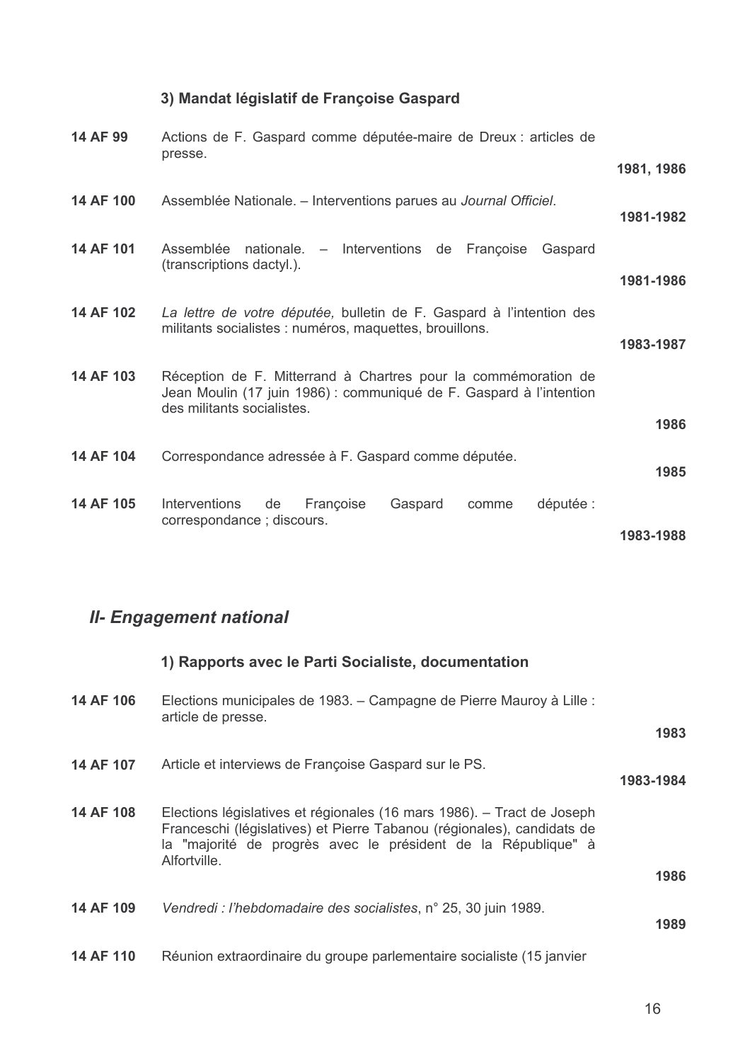### 3) Mandat législatif de Françoise Gaspard

| | | |
|---|---|---|
| **14 AF 99** | Actions de F. Gaspard comme députée-maire de Dreux : articles de presse. | **1981, 1986** |
| **14 AF 100** | Assemblée Nationale. – Interventions parues au *Journal Officiel*. | **1981-1982** |
| **14 AF 101** | Assemblée nationale. – Interventions de Françoise Gaspard (transcriptions dactyl.). | **1981-1986** |
| **14 AF 102** | *La lettre de votre députée,* bulletin de F. Gaspard à l'intention des militants socialistes : numéros, maquettes, brouillons. | **1983-1987** |
| **14 AF 103** | Réception de F. Mitterrand à Chartres pour la commémoration de Jean Moulin (17 juin 1986) : communiqué de F. Gaspard à l'intention des militants socialistes. | **1986** |
| **14 AF 104** | Correspondance adressée à F. Gaspard comme députée. | **1985** |
| **14 AF 105** | Interventions de Françoise Gaspard comme députée : correspondance ; discours. | **1983-1988** |

## *II- Engagement national*

### 1) Rapports avec le Parti Socialiste, documentation

| | | |
|---|---|---|
| **14 AF 106** | Elections municipales de 1983. – Campagne de Pierre Mauroy à Lille : article de presse. | **1983** |
| **14 AF 107** | Article et interviews de Françoise Gaspard sur le PS. | **1983-1984** |
| **14 AF 108** | Elections législatives et régionales (16 mars 1986). – Tract de Joseph Franceschi (législatives) et Pierre Tabanou (régionales), candidats de la "majorité de progrès avec le président de la République" à Alfortville. | **1986** |
| **14 AF 109** | *Vendredi : l'hebdomadaire des socialistes*, n° 25, 30 juin 1989. | **1989** |
| **14 AF 110** | Réunion extraordinaire du groupe parlementaire socialiste (15 janvier | |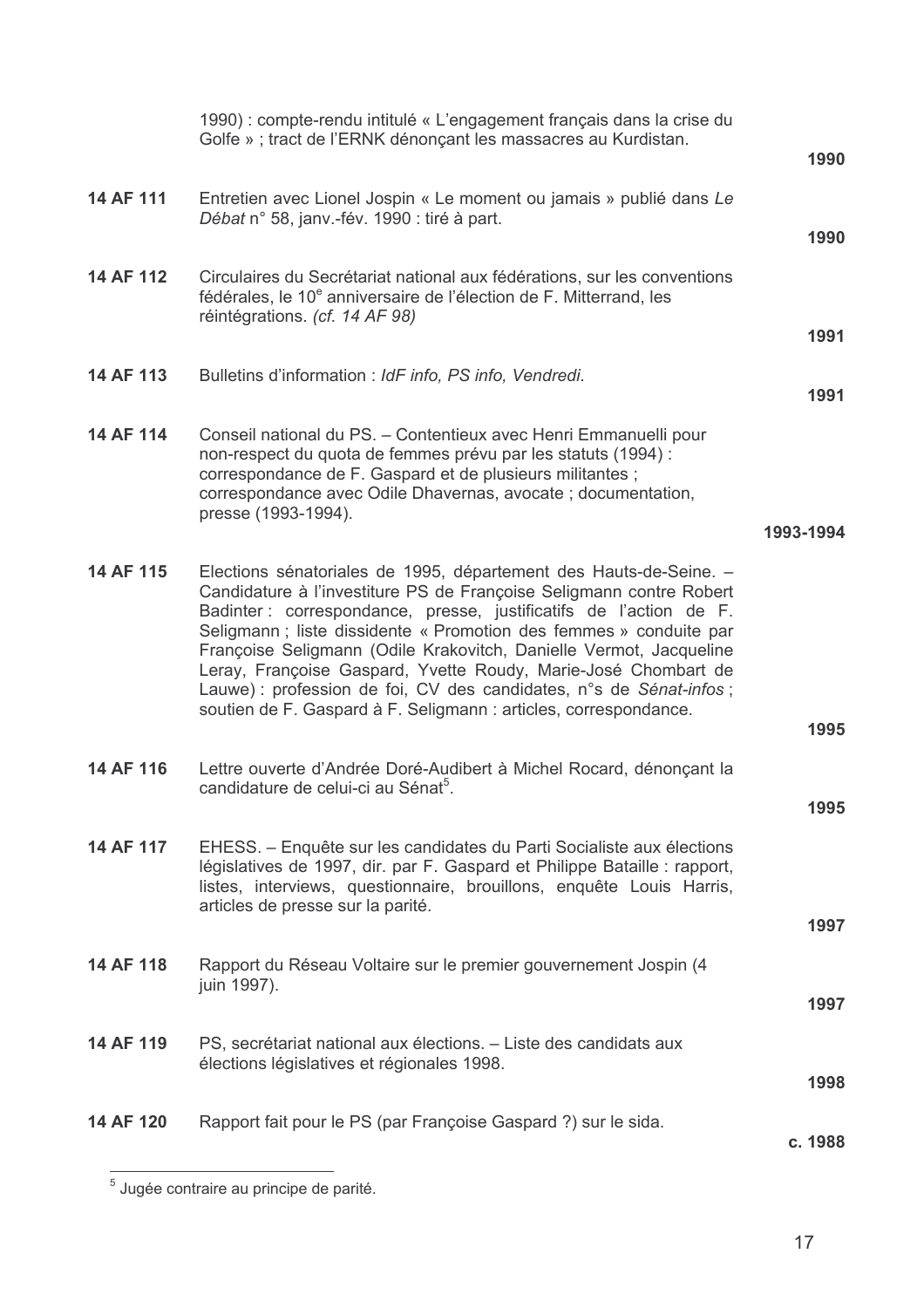| | | |
|---|---|---|
| | 1990) : compte-rendu intitulé « L'engagement français dans la crise du Golfe » ; tract de l'ERNK dénonçant les massacres au Kurdistan. | **1990** |
| **14 AF 111** | Entretien avec Lionel Jospin « Le moment ou jamais » publié dans *Le Débat* n° 58, janv.-fév. 1990 : tiré à part. | **1990** |
| **14 AF 112** | Circulaires du Secrétariat national aux fédérations, sur les conventions fédérales, le 10$^{e}$ anniversaire de l'élection de F. Mitterrand, les réintégrations. *(cf. 14 AF 98)* | **1991** |
| **14 AF 113** | Bulletins d'information : *IdF info, PS info, Vendredi.* | **1991** |
| **14 AF 114** | Conseil national du PS. – Contentieux avec Henri Emmanuelli pour non-respect du quota de femmes prévu par les statuts (1994) : correspondance de F. Gaspard et de plusieurs militantes ; correspondance avec Odile Dhavernas, avocate ; documentation, presse (1993-1994). | **1993-1994** |
| **14 AF 115** | Elections sénatoriales de 1995, département des Hauts-de-Seine. – Candidature à l'investiture PS de Françoise Seligmann contre Robert Badinter : correspondance, presse, justificatifs de l'action de F. Seligmann ; liste dissidente « Promotion des femmes » conduite par Françoise Seligmann (Odile Krakovitch, Danielle Vermot, Jacqueline Leray, Françoise Gaspard, Yvette Roudy, Marie-José Chombart de Lauwe) : profession de foi, CV des candidates, n°s de *Sénat-infos* ; soutien de F. Gaspard à F. Seligmann : articles, correspondance. | **1995** |
| **14 AF 116** | Lettre ouverte d'Andrée Doré-Audibert à Michel Rocard, dénonçant la candidature de celui-ci au Sénat[5]. | **1995** |
| **14 AF 117** | EHESS. – Enquête sur les candidates du Parti Socialiste aux élections législatives de 1997, dir. par F. Gaspard et Philippe Bataille : rapport, listes, interviews, questionnaire, brouillons, enquête Louis Harris, articles de presse sur la parité. | **1997** |
| **14 AF 118** | Rapport du Réseau Voltaire sur le premier gouvernement Jospin (4 juin 1997). | **1997** |
| **14 AF 119** | PS, secrétariat national aux élections. – Liste des candidats aux élections législatives et régionales 1998. | **1998** |
| **14 AF 120** | Rapport fait pour le PS (par Françoise Gaspard ?) sur le sida. | **c. 1988** |

[5] Jugée contraire au principe de parité.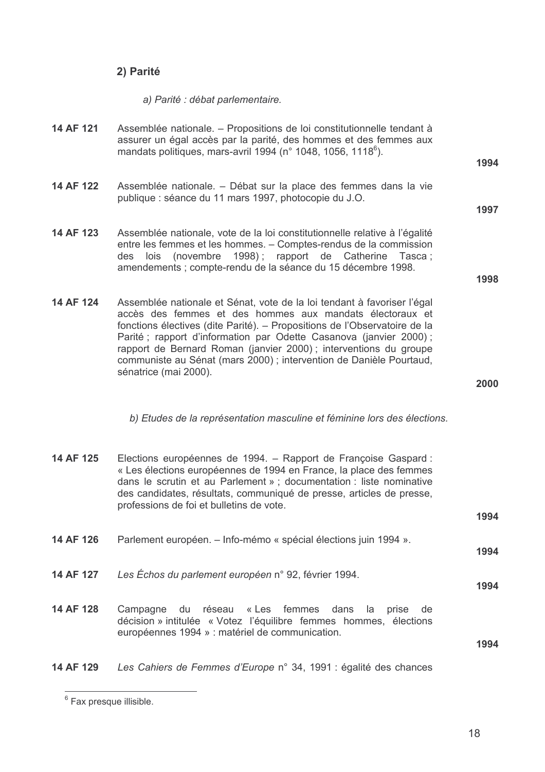## 2) Parité

*a) Parité : débat parlementaire.*

| | | |
|---|---|---|
| **14 AF 121** | Assemblée nationale. – Propositions de loi constitutionnelle tendant à assurer un égal accès par la parité, des hommes et des femmes aux mandats politiques, mars-avril 1994 (n° 1048, 1056, 1118[6]). | **1994** |
| **14 AF 122** | Assemblée nationale. – Débat sur la place des femmes dans la vie publique : séance du 11 mars 1997, photocopie du J.O. | **1997** |
| **14 AF 123** | Assemblée nationale, vote de la loi constitutionnelle relative à l'égalité entre les femmes et les hommes. – Comptes-rendus de la commission des lois (novembre 1998) ; rapport de Catherine Tasca ; amendements ; compte-rendu de la séance du 15 décembre 1998. | **1998** |
| **14 AF 124** | Assemblée nationale et Sénat, vote de la loi tendant à favoriser l'égal accès des femmes et des hommes aux mandats électoraux et fonctions électives (dite Parité). – Propositions de l'Observatoire de la Parité ; rapport d'information par Odette Casanova (janvier 2000) ; rapport de Bernard Roman (janvier 2000) ; interventions du groupe communiste au Sénat (mars 2000) ; intervention de Danièle Pourtaud, sénatrice (mai 2000). | **2000** |

*b) Etudes de la représentation masculine et féminine lors des élections.*

| | | |
|---|---|---|
| **14 AF 125** | Elections européennes de 1994. – Rapport de Françoise Gaspard : « Les élections européennes de 1994 en France, la place des femmes dans le scrutin et au Parlement » ; documentation : liste nominative des candidates, résultats, communiqué de presse, articles de presse, professions de foi et bulletins de vote. | **1994** |
| **14 AF 126** | Parlement européen. – Info-mémo « spécial élections juin 1994 ». | **1994** |
| **14 AF 127** | *Les Échos du parlement européen* n° 92, février 1994. | **1994** |
| **14 AF 128** | Campagne du réseau « Les femmes dans la prise de décision » intitulée « Votez l'équilibre femmes hommes, élections européennes 1994 » : matériel de communication. | **1994** |
| **14 AF 129** | *Les Cahiers de Femmes d'Europe* n° 34, 1991 : égalité des chances | |

[6] Fax presque illisible.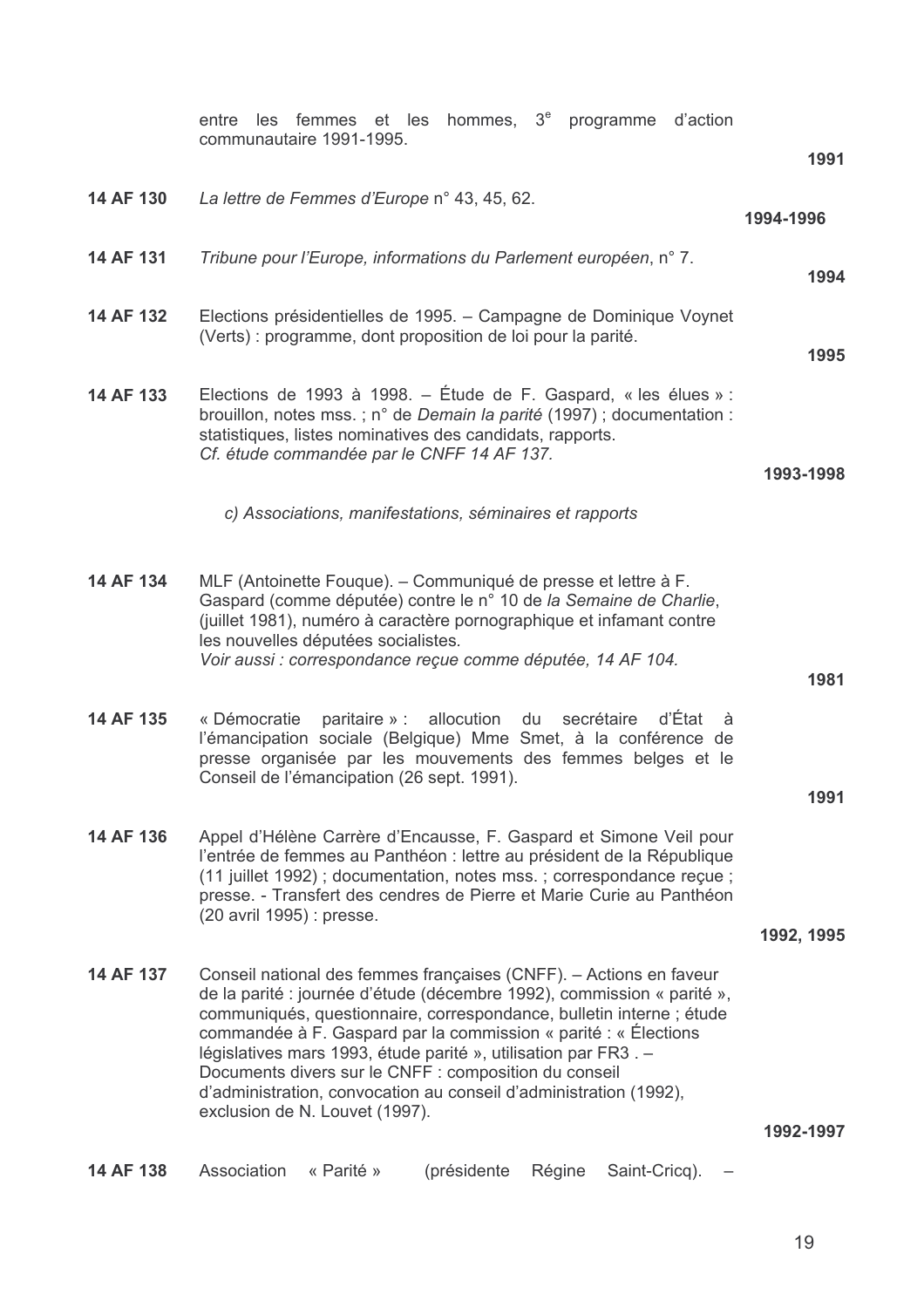| | | |
|---|---|---|
| | entre les femmes et les hommes, 3e programme d'action communautaire 1991-1995. | **1991** |
| **14 AF 130** | *La lettre de Femmes d'Europe* n° 43, 45, 62. | **1994-1996** |
| **14 AF 131** | *Tribune pour l'Europe, informations du Parlement européen*, n° 7. | **1994** |
| **14 AF 132** | Elections présidentielles de 1995. – Campagne de Dominique Voynet (Verts) : programme, dont proposition de loi pour la parité. | **1995** |
| **14 AF 133** | Elections de 1993 à 1998. – Étude de F. Gaspard, « les élues » : brouillon, notes mss. ; n° de *Demain la parité* (1997) ; documentation : statistiques, listes nominatives des candidats, rapports. *Cf. étude commandée par le CNFF 14 AF 137.* | **1993-1998** |

*c) Associations, manifestations, séminaires et rapports*

| | | |
|---|---|---|
| **14 AF 134** | MLF (Antoinette Fouque). – Communiqué de presse et lettre à F. Gaspard (comme députée) contre le n° 10 de *la Semaine de Charlie*, (juillet 1981), numéro à caractère pornographique et infamant contre les nouvelles députées socialistes. *Voir aussi : correspondance reçue comme députée, 14 AF 104.* | **1981** |
| **14 AF 135** | « Démocratie paritaire » : allocution du secrétaire d'État à l'émancipation sociale (Belgique) Mme Smet, à la conférence de presse organisée par les mouvements des femmes belges et le Conseil de l'émancipation (26 sept. 1991). | **1991** |
| **14 AF 136** | Appel d'Hélène Carrère d'Encausse, F. Gaspard et Simone Veil pour l'entrée de femmes au Panthéon : lettre au président de la République (11 juillet 1992) ; documentation, notes mss. ; correspondance reçue ; presse. - Transfert des cendres de Pierre et Marie Curie au Panthéon (20 avril 1995) : presse. | **1992, 1995** |
| **14 AF 137** | Conseil national des femmes françaises (CNFF). – Actions en faveur de la parité : journée d'étude (décembre 1992), commission « parité », communiqués, questionnaire, correspondance, bulletin interne ; étude commandée à F. Gaspard par la commission « parité : « Élections législatives mars 1993, étude parité », utilisation par FR3 . – Documents divers sur le CNFF : composition du conseil d'administration, convocation au conseil d'administration (1992), exclusion de N. Louvet (1997). | **1992-1997** |
| **14 AF 138** | Association « Parité » (présidente Régine Saint-Cricq). – | |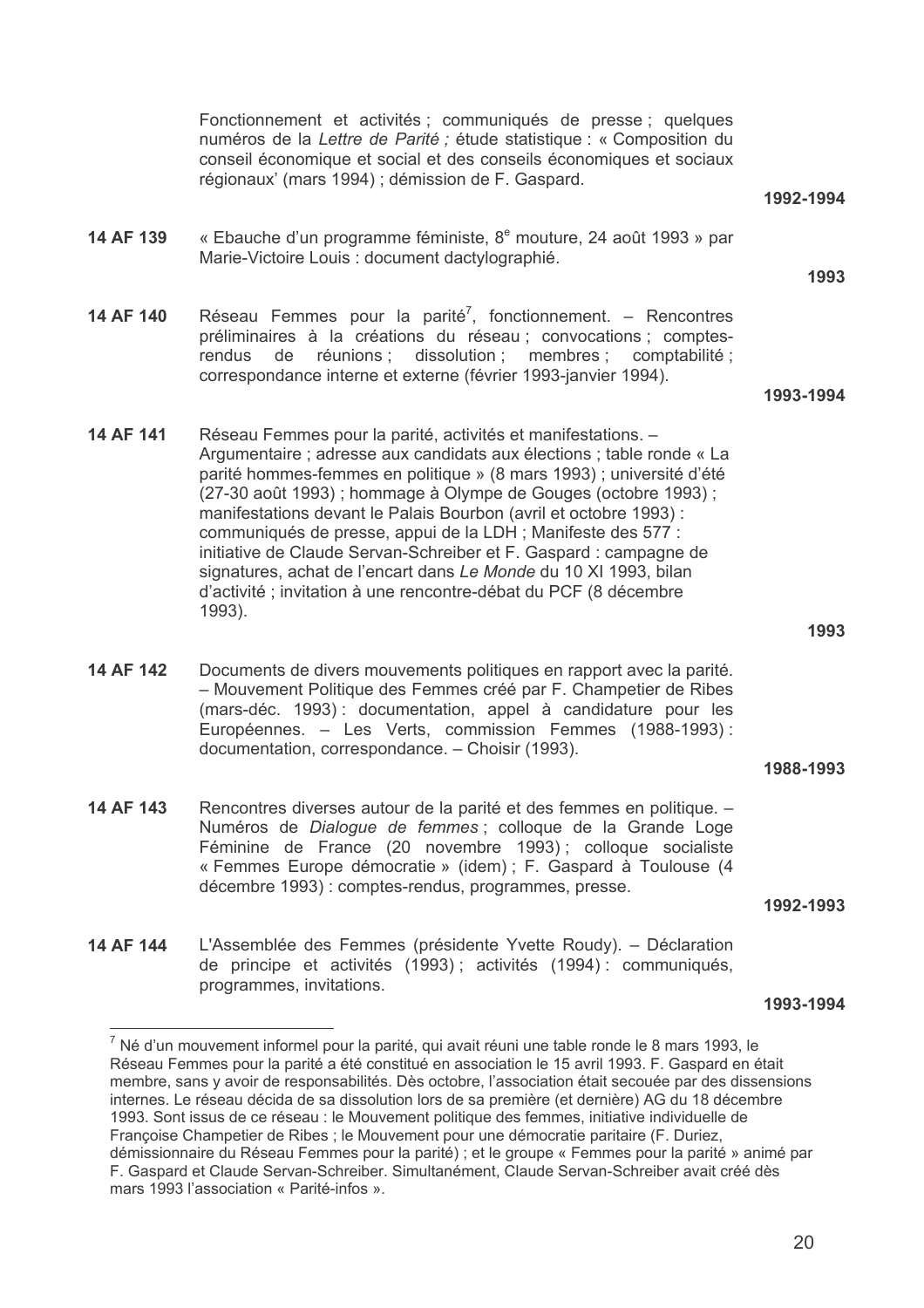Fonctionnement et activités ; communiqués de presse ; quelques numéros de la *Lettre de Parité ;* étude statistique : « Composition du conseil économique et social et des conseils économiques et sociaux régionaux' (mars 1994) ; démission de F. Gaspard.

**1992-1994**

**14 AF 139** « Ebauche d'un programme féministe, 8e mouture, 24 août 1993 » par Marie-Victoire Louis : document dactylographié.

**1993**

**14 AF 140** Réseau Femmes pour la parité[7], fonctionnement. – Rencontres préliminaires à la créations du réseau ; convocations ; comptes-rendus de réunions ; dissolution ; membres ; comptabilité ; correspondance interne et externe (février 1993-janvier 1994).

**1993-1994**

**14 AF 141** Réseau Femmes pour la parité, activités et manifestations. – Argumentaire ; adresse aux candidats aux élections ; table ronde « La parité hommes-femmes en politique » (8 mars 1993) ; université d'été (27-30 août 1993) ; hommage à Olympe de Gouges (octobre 1993) ; manifestations devant le Palais Bourbon (avril et octobre 1993) : communiqués de presse, appui de la LDH ; Manifeste des 577 : initiative de Claude Servan-Schreiber et F. Gaspard : campagne de signatures, achat de l'encart dans *Le Monde* du 10 XI 1993, bilan d'activité ; invitation à une rencontre-débat du PCF (8 décembre 1993).

**1993**

**14 AF 142** Documents de divers mouvements politiques en rapport avec la parité. – Mouvement Politique des Femmes créé par F. Champetier de Ribes (mars-déc. 1993) : documentation, appel à candidature pour les Européennes. – Les Verts, commission Femmes (1988-1993) : documentation, correspondance. – Choisir (1993).

**1988-1993**

**14 AF 143** Rencontres diverses autour de la parité et des femmes en politique. – Numéros de *Dialogue de femmes* ; colloque de la Grande Loge Féminine de France (20 novembre 1993) ; colloque socialiste « Femmes Europe démocratie » (idem) ; F. Gaspard à Toulouse (4 décembre 1993) : comptes-rendus, programmes, presse.

**1992-1993**

**14 AF 144** L'Assemblée des Femmes (présidente Yvette Roudy). – Déclaration de principe et activités (1993) ; activités (1994) : communiqués, programmes, invitations.

**1993-1994**

---

[7] Né d'un mouvement informel pour la parité, qui avait réuni une table ronde le 8 mars 1993, le Réseau Femmes pour la parité a été constitué en association le 15 avril 1993. F. Gaspard en était membre, sans y avoir de responsabilités. Dès octobre, l'association était secouée par des dissensions internes. Le réseau décida de sa dissolution lors de sa première (et dernière) AG du 18 décembre 1993. Sont issus de ce réseau : le Mouvement politique des femmes, initiative individuelle de Françoise Champetier de Ribes ; le Mouvement pour une démocratie paritaire (F. Duriez, démissionnaire du Réseau Femmes pour la parité) ; et le groupe « Femmes pour la parité » animé par F. Gaspard et Claude Servan-Schreiber. Simultanément, Claude Servan-Schreiber avait créé dès mars 1993 l'association « Parité-infos ».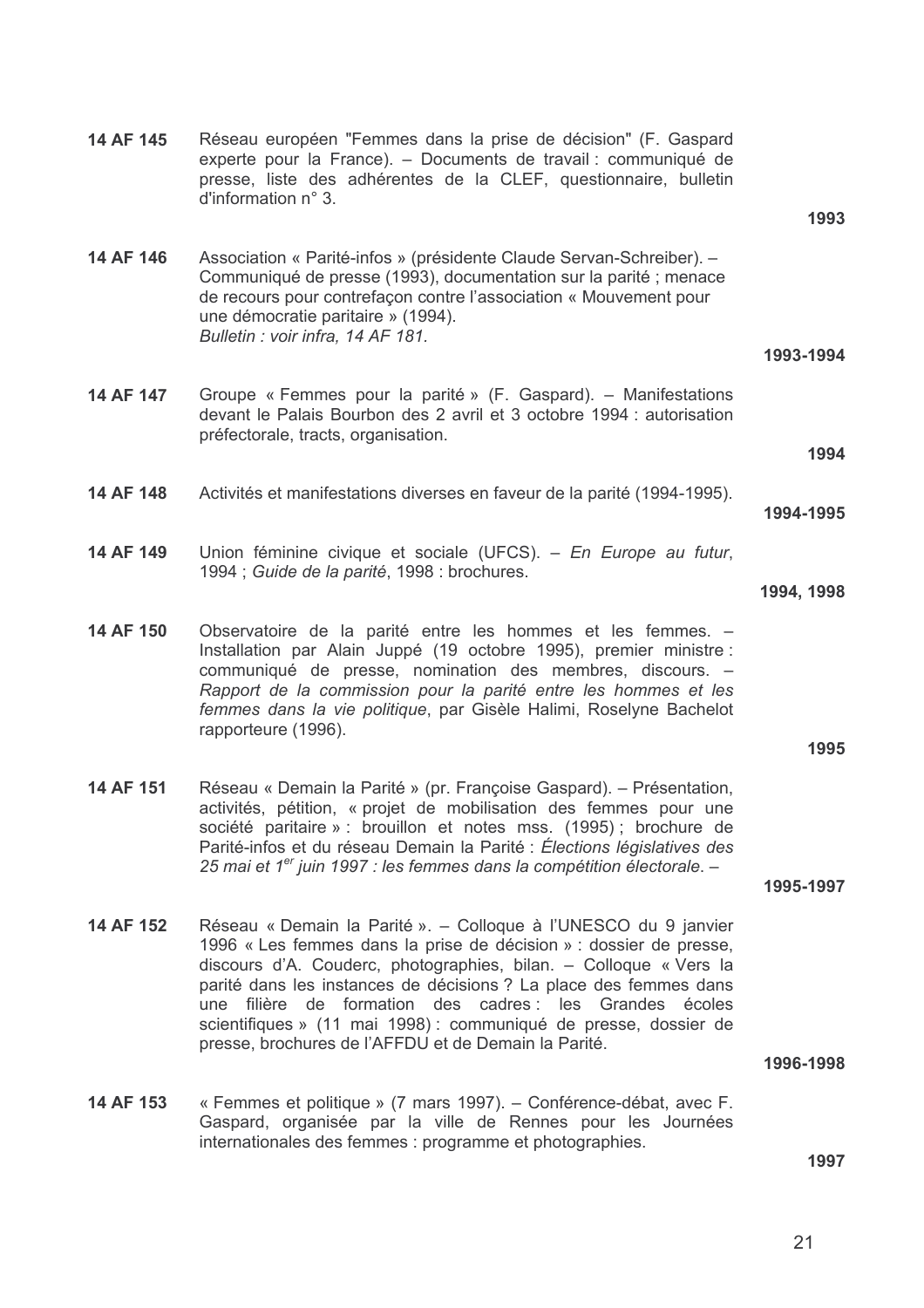**14 AF 145** Réseau européen "Femmes dans la prise de décision" (F. Gaspard experte pour la France). – Documents de travail : communiqué de presse, liste des adhérentes de la CLEF, questionnaire, bulletin d'information n° 3.

**1993**

**14 AF 146** Association « Parité-infos » (présidente Claude Servan-Schreiber). – Communiqué de presse (1993), documentation sur la parité ; menace de recours pour contrefaçon contre l'association « Mouvement pour une démocratie paritaire » (1994).
*Bulletin : voir infra, 14 AF 181.*

**1993-1994**

**14 AF 147** Groupe « Femmes pour la parité » (F. Gaspard). – Manifestations devant le Palais Bourbon des 2 avril et 3 octobre 1994 : autorisation préfectorale, tracts, organisation.

**1994**

**14 AF 148** Activités et manifestations diverses en faveur de la parité (1994-1995).

**1994-1995**

**14 AF 149** Union féminine civique et sociale (UFCS). – *En Europe au futur*, 1994 ; *Guide de la parité*, 1998 : brochures.

**1994, 1998**

**14 AF 150** Observatoire de la parité entre les hommes et les femmes. – Installation par Alain Juppé (19 octobre 1995), premier ministre : communiqué de presse, nomination des membres, discours. – *Rapport de la commission pour la parité entre les hommes et les femmes dans la vie politique*, par Gisèle Halimi, Roselyne Bachelot rapporteure (1996).

**1995**

**14 AF 151** Réseau « Demain la Parité » (pr. Françoise Gaspard). – Présentation, activités, pétition, « projet de mobilisation des femmes pour une société paritaire » : brouillon et notes mss. (1995) ; brochure de Parité-infos et du réseau Demain la Parité : *Élections législatives des 25 mai et 1er juin 1997 : les femmes dans la compétition électorale*. –

**1995-1997**

**14 AF 152** Réseau « Demain la Parité ». – Colloque à l'UNESCO du 9 janvier 1996 « Les femmes dans la prise de décision » : dossier de presse, discours d'A. Couderc, photographies, bilan. – Colloque « Vers la parité dans les instances de décisions ? La place des femmes dans une filière de formation des cadres : les Grandes écoles scientifiques » (11 mai 1998) : communiqué de presse, dossier de presse, brochures de l'AFFDU et de Demain la Parité.

**1996-1998**

**14 AF 153** « Femmes et politique » (7 mars 1997). – Conférence-débat, avec F. Gaspard, organisée par la ville de Rennes pour les Journées internationales des femmes : programme et photographies.

**1997**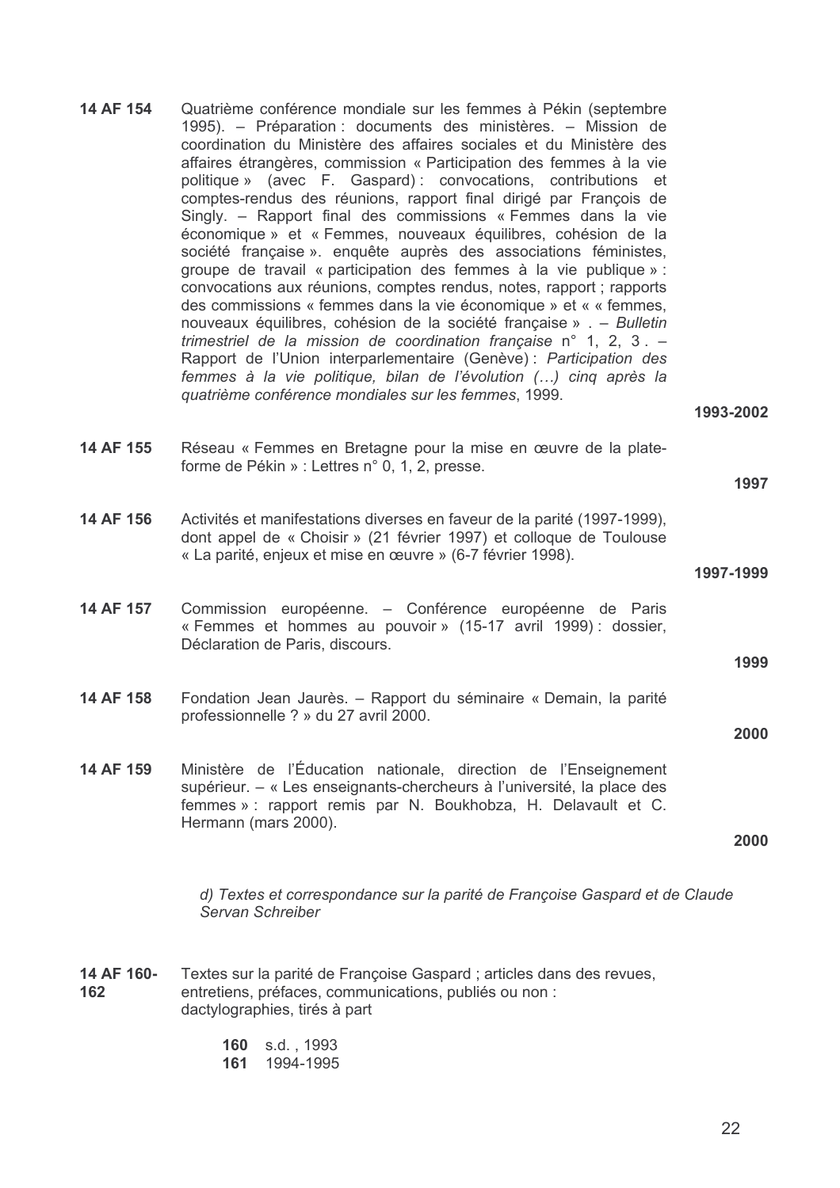**14 AF 154** Quatrième conférence mondiale sur les femmes à Pékin (septembre 1995). – Préparation : documents des ministères. – Mission de coordination du Ministère des affaires sociales et du Ministère des affaires étrangères, commission « Participation des femmes à la vie politique » (avec F. Gaspard) : convocations, contributions et comptes-rendus des réunions, rapport final dirigé par François de Singly. – Rapport final des commissions « Femmes dans la vie économique » et « Femmes, nouveaux équilibres, cohésion de la société française ». enquête auprès des associations féministes, groupe de travail « participation des femmes à la vie publique » : convocations aux réunions, comptes rendus, notes, rapport ; rapports des commissions « femmes dans la vie économique » et « « femmes, nouveaux équilibres, cohésion de la société française » . – *Bulletin trimestriel de la mission de coordination française* n° 1, 2, 3 . – Rapport de l'Union interparlementaire (Genève) : *Participation des femmes à la vie politique, bilan de l'évolution (…) cinq après la quatrième conférence mondiales sur les femmes*, 1999.

**1993-2002**

**14 AF 155** Réseau « Femmes en Bretagne pour la mise en œuvre de la plate-forme de Pékin » : Lettres n° 0, 1, 2, presse.

**1997**

**14 AF 156** Activités et manifestations diverses en faveur de la parité (1997-1999), dont appel de « Choisir » (21 février 1997) et colloque de Toulouse « La parité, enjeux et mise en œuvre » (6-7 février 1998).

**1997-1999**

**14 AF 157** Commission européenne. – Conférence européenne de Paris « Femmes et hommes au pouvoir » (15-17 avril 1999) : dossier, Déclaration de Paris, discours.

**1999**

**14 AF 158** Fondation Jean Jaurès. – Rapport du séminaire « Demain, la parité professionnelle ? » du 27 avril 2000.

**2000**

**14 AF 159** Ministère de l'Éducation nationale, direction de l'Enseignement supérieur. – « Les enseignants-chercheurs à l'université, la place des femmes » : rapport remis par N. Boukhobza, H. Delavault et C. Hermann (mars 2000).

**2000**

*d) Textes et correspondance sur la parité de Françoise Gaspard et de Claude Servan Schreiber*

**14 AF 160-162** Textes sur la parité de Françoise Gaspard ; articles dans des revues, entretiens, préfaces, communications, publiés ou non : dactylographies, tirés à part

- **160** s.d. , 1993
- **161** 1994-1995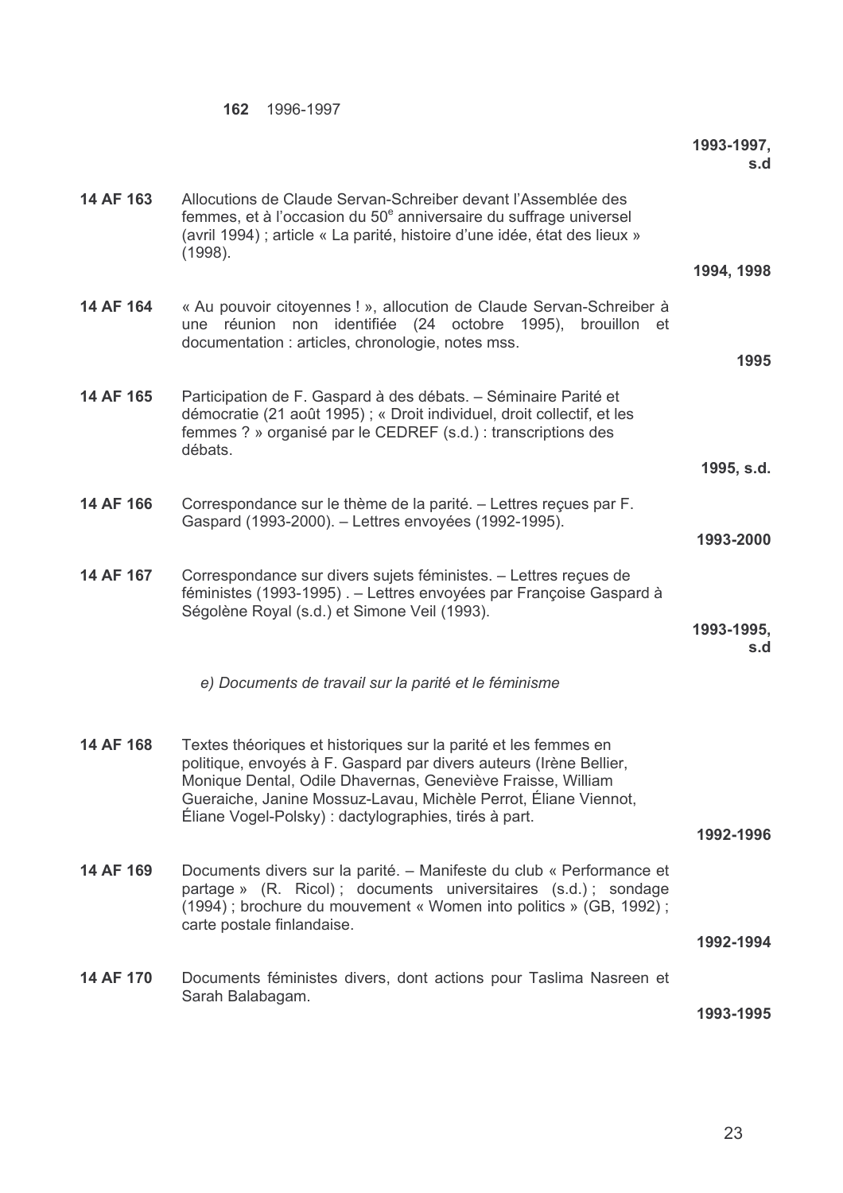**162** 1996-1997

**1993-1997, s.d**

| | | |
|---|---|---|
| **14 AF 163** | Allocutions de Claude Servan-Schreiber devant l'Assemblée des femmes, et à l'occasion du 50[e] anniversaire du suffrage universel (avril 1994) ; article « La parité, histoire d'une idée, état des lieux » (1998). | **1994, 1998** |
| **14 AF 164** | « Au pouvoir citoyennes ! », allocution de Claude Servan-Schreiber à une réunion non identifiée (24 octobre 1995), brouillon et documentation : articles, chronologie, notes mss. | **1995** |
| **14 AF 165** | Participation de F. Gaspard à des débats. – Séminaire Parité et démocratie (21 août 1995) ; « Droit individuel, droit collectif, et les femmes ? » organisé par le CEDREF (s.d.) : transcriptions des débats. | **1995, s.d.** |
| **14 AF 166** | Correspondance sur le thème de la parité. – Lettres reçues par F. Gaspard (1993-2000). – Lettres envoyées (1992-1995). | **1993-2000** |
| **14 AF 167** | Correspondance sur divers sujets féministes. – Lettres reçues de féministes (1993-1995) . – Lettres envoyées par Françoise Gaspard à Ségolène Royal (s.d.) et Simone Veil (1993). | **1993-1995, s.d** |

*e) Documents de travail sur la parité et le féminisme*

| | | |
|---|---|---|
| **14 AF 168** | Textes théoriques et historiques sur la parité et les femmes en politique, envoyés à F. Gaspard par divers auteurs (Irène Bellier, Monique Dental, Odile Dhavernas, Geneviève Fraisse, William Gueraiche, Janine Mossuz-Lavau, Michèle Perrot, Éliane Viennot, Éliane Vogel-Polsky) : dactylographies, tirés à part. | **1992-1996** |
| **14 AF 169** | Documents divers sur la parité. – Manifeste du club « Performance et partage » (R. Ricol) ; documents universitaires (s.d.) ; sondage (1994) ; brochure du mouvement « Women into politics » (GB, 1992) ; carte postale finlandaise. | **1992-1994** |
| **14 AF 170** | Documents féministes divers, dont actions pour Taslima Nasreen et Sarah Balabagam. | **1993-1995** |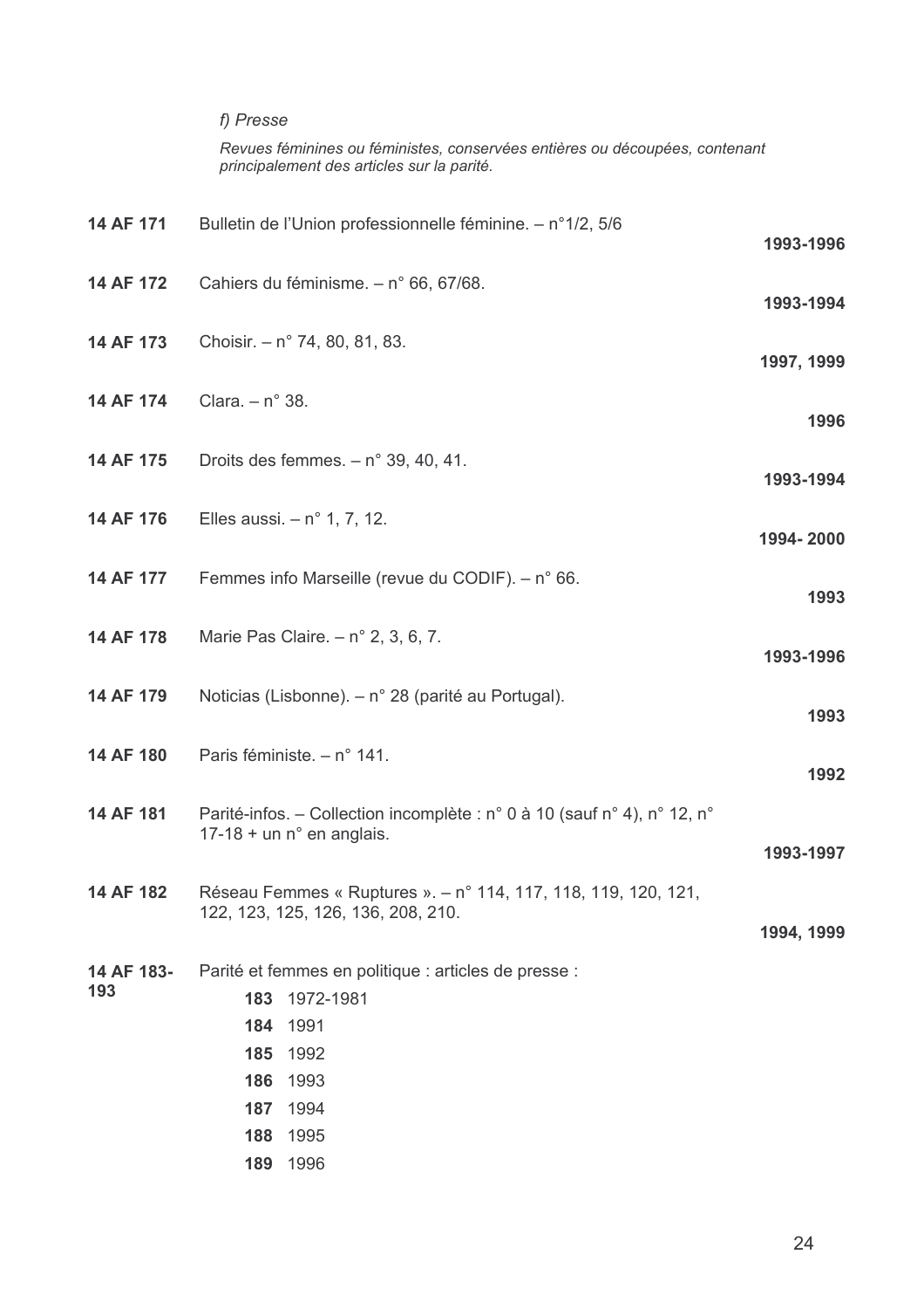*f) Presse*

*Revues féminines ou féministes, conservées entières ou découpées, contenant principalement des articles sur la parité.*

| | | |
|---|---|---|
| **14 AF 171** | Bulletin de l'Union professionnelle féminine. – n°1/2, 5/6 | **1993-1996** |
| **14 AF 172** | Cahiers du féminisme. – n° 66, 67/68. | **1993-1994** |
| **14 AF 173** | Choisir. – n° 74, 80, 81, 83. | **1997, 1999** |
| **14 AF 174** | Clara. – n° 38. | **1996** |
| **14 AF 175** | Droits des femmes. – n° 39, 40, 41. | **1993-1994** |
| **14 AF 176** | Elles aussi. – n° 1, 7, 12. | **1994- 2000** |
| **14 AF 177** | Femmes info Marseille (revue du CODIF). – n° 66. | **1993** |
| **14 AF 178** | Marie Pas Claire. – n° 2, 3, 6, 7. | **1993-1996** |
| **14 AF 179** | Noticias (Lisbonne). – n° 28 (parité au Portugal). | **1993** |
| **14 AF 180** | Paris féministe. – n° 141. | **1992** |
| **14 AF 181** | Parité-infos. – Collection incomplète : n° 0 à 10 (sauf n° 4), n° 12, n° 17-18 + un n° en anglais. | **1993-1997** |
| **14 AF 182** | Réseau Femmes « Ruptures ». – n° 114, 117, 118, 119, 120, 121, 122, 123, 125, 126, 136, 208, 210. | **1994, 1999** |

**14 AF 183-193** Parité et femmes en politique : articles de presse :

- **183** 1972-1981
- **184** 1991
- **185** 1992
- **186** 1993
- **187** 1994
- **188** 1995
- **189** 1996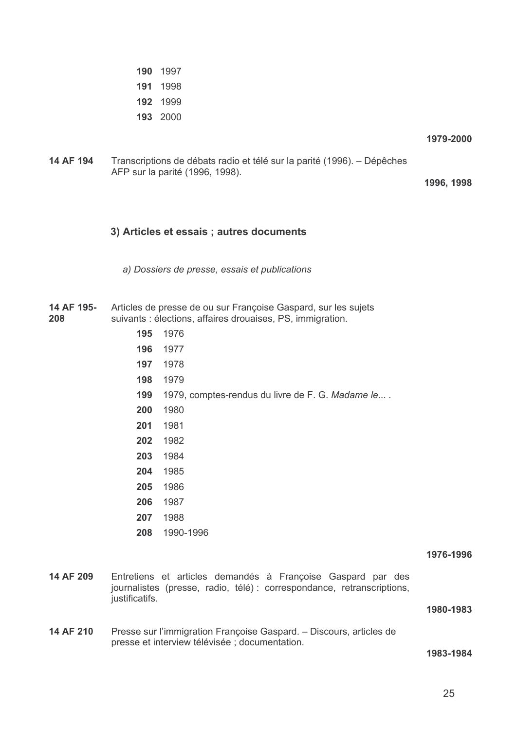**190** 1997
**191** 1998
**192** 1999
**193** 2000

**1979-2000**

**14 AF 194** Transcriptions de débats radio et télé sur la parité (1996). – Dépêches AFP sur la parité (1996, 1998).

**1996, 1998**

### 3) Articles et essais ; autres documents

#### *a) Dossiers de presse, essais et publications*

**14 AF 195-208** Articles de presse de ou sur Françoise Gaspard, sur les sujets suivants : élections, affaires drouaises, PS, immigration.

**195** 1976
**196** 1977
**197** 1978
**198** 1979
**199** 1979, comptes-rendus du livre de F. G. *Madame le...* .
**200** 1980
**201** 1981
**202** 1982
**203** 1984
**204** 1985
**205** 1986
**206** 1987
**207** 1988
**208** 1990-1996

**1976-1996**

**14 AF 209** Entretiens et articles demandés à Françoise Gaspard par des journalistes (presse, radio, télé) : correspondance, retranscriptions, justificatifs.

**1980-1983**

**14 AF 210** Presse sur l'immigration Françoise Gaspard. – Discours, articles de presse et interview télévisée ; documentation.

**1983-1984**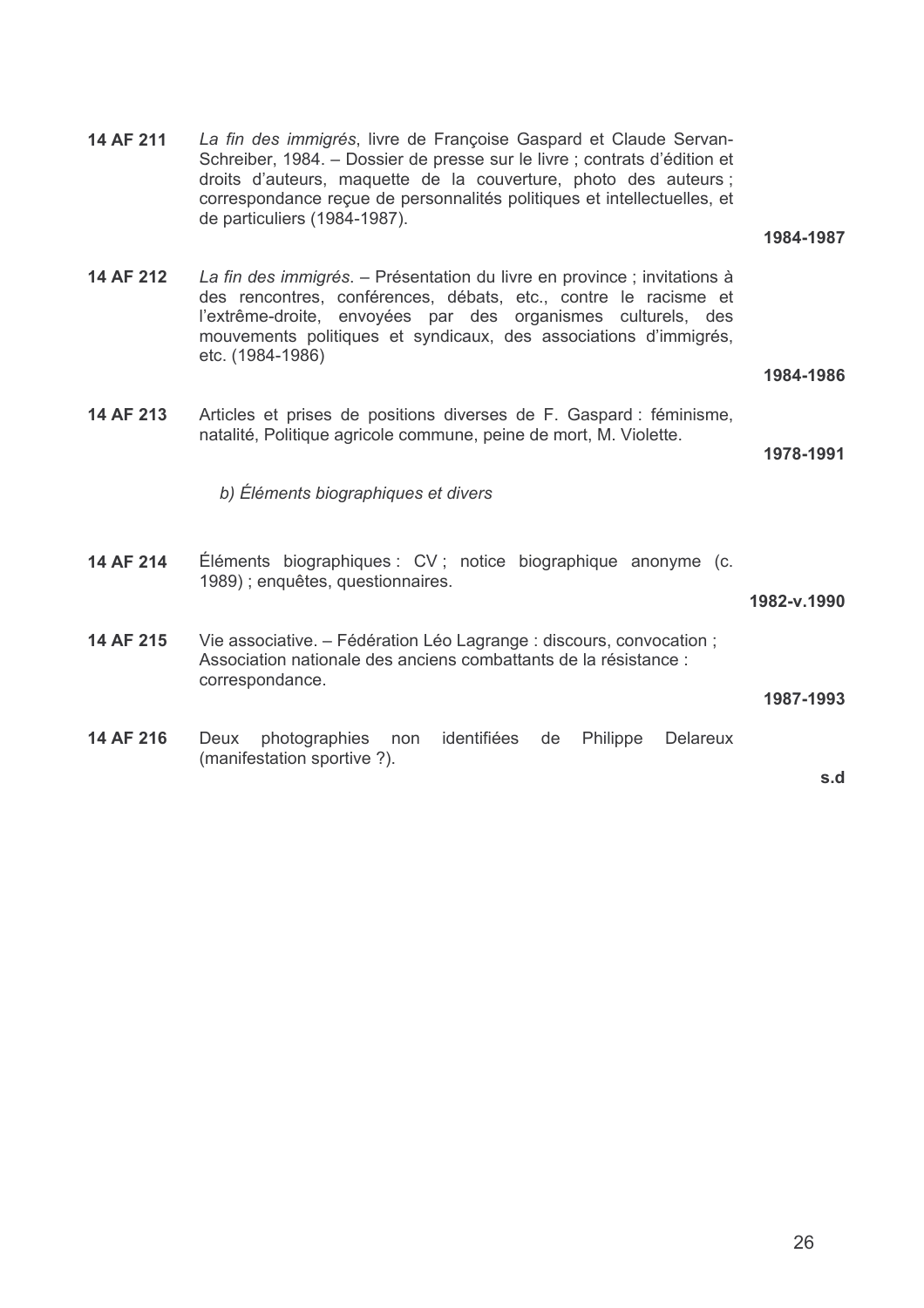**14 AF 211** *La fin des immigrés*, livre de Françoise Gaspard et Claude Servan-Schreiber, 1984. – Dossier de presse sur le livre ; contrats d'édition et droits d'auteurs, maquette de la couverture, photo des auteurs ; correspondance reçue de personnalités politiques et intellectuelles, et de particuliers (1984-1987).

**1984-1987**

**14 AF 212** *La fin des immigrés*. – Présentation du livre en province ; invitations à des rencontres, conférences, débats, etc., contre le racisme et l'extrême-droite, envoyées par des organismes culturels, des mouvements politiques et syndicaux, des associations d'immigrés, etc. (1984-1986)

**1984-1986**

**14 AF 213** Articles et prises de positions diverses de F. Gaspard : féminisme, natalité, Politique agricole commune, peine de mort, M. Violette.

**1978-1991**

*b) Éléments biographiques et divers*

**14 AF 214** Éléments biographiques : CV ; notice biographique anonyme (c. 1989) ; enquêtes, questionnaires.

**1982-v.1990**

**14 AF 215** Vie associative. – Fédération Léo Lagrange : discours, convocation ; Association nationale des anciens combattants de la résistance : correspondance.

**1987-1993**

**14 AF 216** Deux photographies non identifiées de Philippe Delareux (manifestation sportive ?).

**s.d**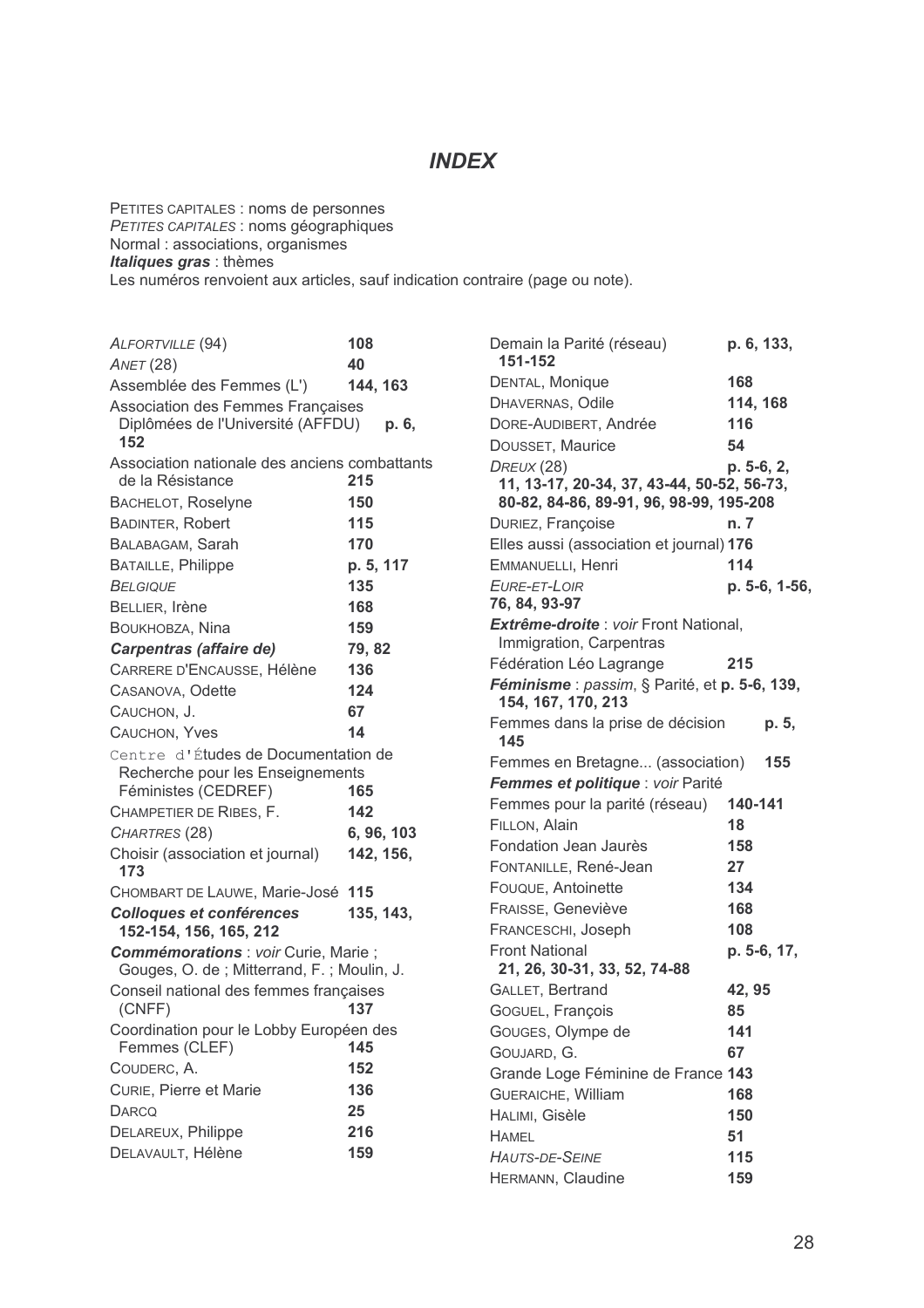# *INDEX*

PETITES CAPITALES : noms de personnes
*PETITES CAPITALES* : noms géographiques
Normal : associations, organismes
***Italiques gras*** : thèmes
Les numéros renvoient aux articles, sauf indication contraire (page ou note).

*ALFORTVILLE* (94) **108**
*ANET* (28) **40**
Assemblée des Femmes (L') **144, 163**
Association des Femmes Françaises Diplômées de l'Université (AFFDU) **p. 6, 152**
Association nationale des anciens combattants de la Résistance **215**
BACHELOT, Roselyne **150**
BADINTER, Robert **115**
BALABAGAM, Sarah **170**
BATAILLE, Philippe **p. 5, 117**
*BELGIQUE* **135**
BELLIER, Irène **168**
BOUKHOBZA, Nina **159**
***Carpentras (affaire de)*** **79, 82**
CARRERE D'ENCAUSSE, Hélène **136**
CASANOVA, Odette **124**
CAUCHON, J. **67**
CAUCHON, Yves **14**
Centre d'Études de Documentation de Recherche pour les Enseignements Féministes (CEDREF) **165**
CHAMPETIER DE RIBES, F. **142**
*CHARTRES* (28) **6, 96, 103**
Choisir (association et journal) **142, 156, 173**
CHOMBART DE LAUWE, Marie-José **115**
***Colloques et conférences*** **135, 143, 152-154, 156, 165, 212**
***Commémorations*** : *voir* Curie, Marie ; Gouges, O. de ; Mitterrand, F. ; Moulin, J.
Conseil national des femmes françaises (CNFF) **137**
Coordination pour le Lobby Européen des Femmes (CLEF) **145**
COUDERC, A. **152**
CURIE, Pierre et Marie **136**
DARCQ **25**
DELAREUX, Philippe **216**
DELAVAULT, Hélène **159**
Demain la Parité (réseau) **p. 6, 133, 151-152**
DENTAL, Monique **168**
DHAVERNAS, Odile **114, 168**
DORE-AUDIBERT, Andrée **116**
DOUSSET, Maurice **54**
*DREUX* (28) **p. 5-6, 2, 11, 13-17, 20-34, 37, 43-44, 50-52, 56-73, 80-82, 84-86, 89-91, 96, 98-99, 195-208**
DURIEZ, Françoise **n. 7**
Elles aussi (association et journal) **176**
EMMANUELLI, Henri **114**
*EURE-ET-LOIR* **p. 5-6, 1-56, 76, 84, 93-97**
***Extrême-droite*** : *voir* Front National, Immigration, Carpentras
Fédération Léo Lagrange **215**
***Féminisme*** : *passim*, § Parité, et **p. 5-6, 139, 154, 167, 170, 213**
Femmes dans la prise de décision **p. 5, 145**
Femmes en Bretagne... (association) **155**
***Femmes et politique*** : *voir* Parité
Femmes pour la parité (réseau) **140-141**
FILLON, Alain **18**
Fondation Jean Jaurès **158**
FONTANILLE, René-Jean **27**
FOUQUE, Antoinette **134**
FRAISSE, Geneviève **168**
FRANCESCHI, Joseph **108**
Front National **p. 5-6, 17, 21, 26, 30-31, 33, 52, 74-88**
GALLET, Bertrand **42, 95**
GOGUEL, François **85**
GOUGES, Olympe de **141**
GOUJARD, G. **67**
Grande Loge Féminine de France **143**
GUERAICHE, William **168**
HALIMI, Gisèle **150**
HAMEL **51**
*HAUTS-DE-SEINE* **115**
HERMANN, Claudine **159**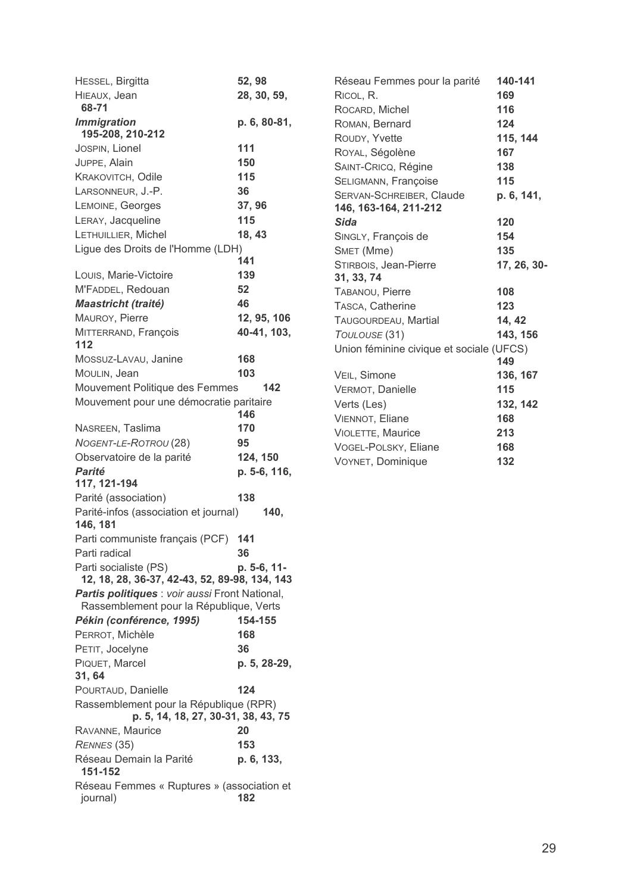HESSEL, Birgitta **52, 98**
HIEAUX, Jean **28, 30, 59, 68-71**
***Immigration*** **p. 6, 80-81, 195-208, 210-212**
JOSPIN, Lionel **111**
JUPPE, Alain **150**
KRAKOVITCH, Odile **115**
LARSONNEUR, J.-P. **36**
LEMOINE, Georges **37, 96**
LERAY, Jacqueline **115**
LETHUILLIER, Michel **18, 43**
Ligue des Droits de l'Homme (LDH) **141**
LOUIS, Marie-Victoire **139**
M'FADDEL, Redouan **52**
***Maastricht (traité)*** **46**
MAUROY, Pierre **12, 95, 106**
MITTERRAND, François **40-41, 103, 112**
MOSSUZ-LAVAU, Janine **168**
MOULIN, Jean **103**
Mouvement Politique des Femmes **142**
Mouvement pour une démocratie paritaire **146**
NASREEN, Taslima **170**
*NOGENT-LE-ROTROU* (28) **95**
Observatoire de la parité **124, 150**
***Parité*** **p. 5-6, 116, 117, 121-194**
Parité (association) **138**
Parité-infos (association et journal) **140, 146, 181**
Parti communiste français (PCF) **141**
Parti radical **36**
Parti socialiste (PS) **p. 5-6, 11-12, 18, 28, 36-37, 42-43, 52, 89-98, 134, 143**
***Partis politiques*** : *voir aussi* Front National, Rassemblement pour la République, Verts
***Pékin (conférence, 1995)*** **154-155**
PERROT, Michèle **168**
PETIT, Jocelyne **36**
PIQUET, Marcel **p. 5, 28-29, 31, 64**
POURTAUD, Danielle **124**
Rassemblement pour la République (RPR) **p. 5, 14, 18, 27, 30-31, 38, 43, 75**
RAVANNE, Maurice **20**
*RENNES* (35) **153**
Réseau Demain la Parité **p. 6, 133, 151-152**
Réseau Femmes « Ruptures » (association et journal) **182**
Réseau Femmes pour la parité **140-141**
RICOL, R. **169**
ROCARD, Michel **116**
ROMAN, Bernard **124**
ROUDY, Yvette **115, 144**
ROYAL, Ségolène **167**
SAINT-CRICQ, Régine **138**
SELIGMANN, Françoise **115**
SERVAN-SCHREIBER, Claude **p. 6, 141, 146, 163-164, 211-212**
***Sida*** **120**
SINGLY, François de **154**
SMET (Mme) **135**
STIRBOIS, Jean-Pierre **17, 26, 30-31, 33, 74**
TABANOU, Pierre **108**
TASCA, Catherine **123**
TAUGOURDEAU, Martial **14, 42**
*TOULOUSE* (31) **143, 156**
Union féminine civique et sociale (UFCS) **149**
VEIL, Simone **136, 167**
VERMOT, Danielle **115**
Verts (Les) **132, 142**
VIENNOT, Eliane **168**
VIOLETTE, Maurice **213**
VOGEL-POLSKY, Eliane **168**
VOYNET, Dominique **132**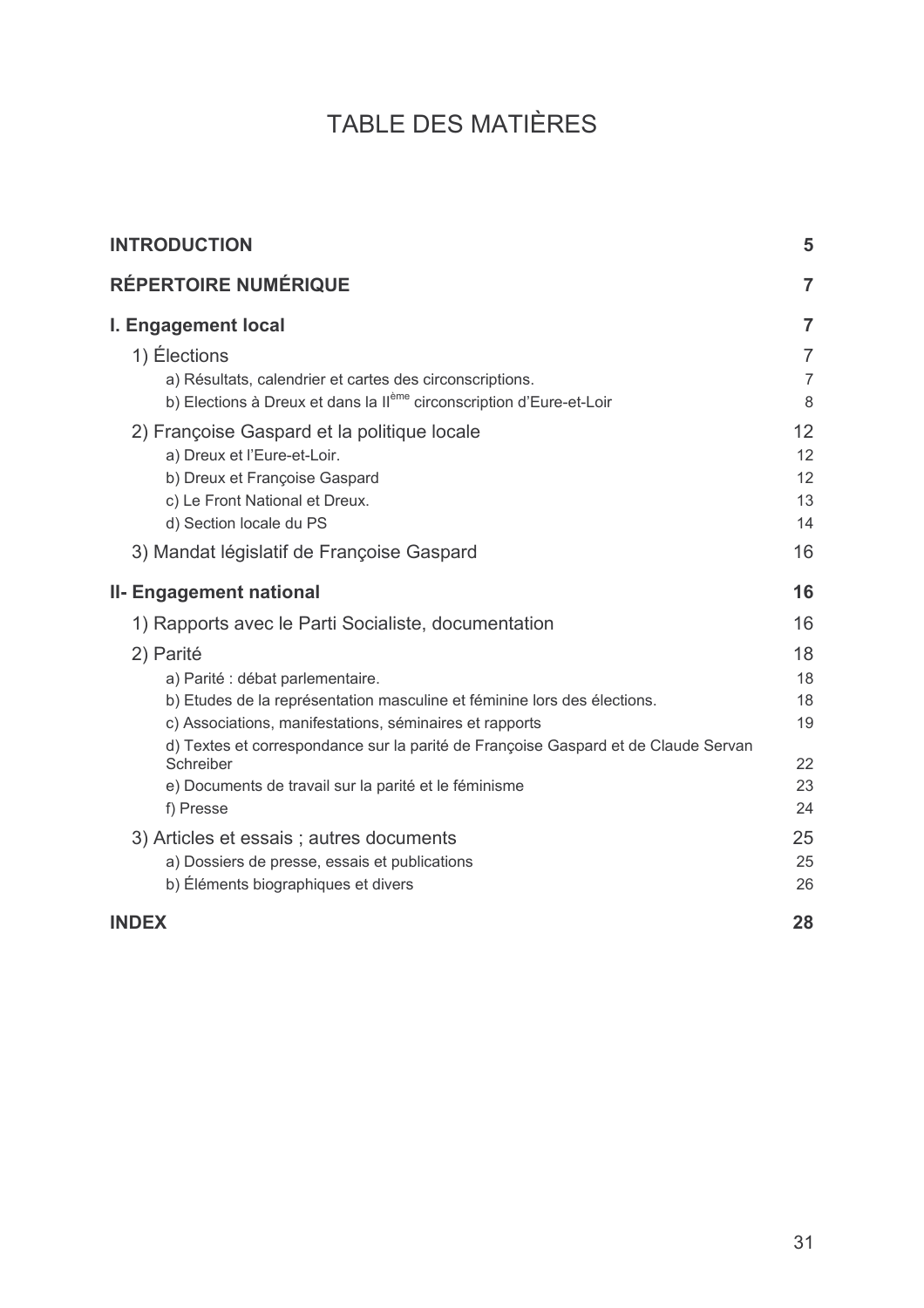# TABLE DES MATIÈRES

| | |
|---|---|
| **INTRODUCTION** | **5** |
| **RÉPERTOIRE NUMÉRIQUE** | **7** |
| **I. Engagement local** | **7** |
| 1) Élections | 7 |
| a) Résultats, calendrier et cartes des circonscriptions. | 7 |
| b) Elections à Dreux et dans la II[ème] circonscription d'Eure-et-Loir | 8 |
| 2) Françoise Gaspard et la politique locale | 12 |
| a) Dreux et l'Eure-et-Loir. | 12 |
| b) Dreux et Françoise Gaspard | 12 |
| c) Le Front National et Dreux. | 13 |
| d) Section locale du PS | 14 |
| 3) Mandat législatif de Françoise Gaspard | 16 |
| **II- Engagement national** | **16** |
| 1) Rapports avec le Parti Socialiste, documentation | 16 |
| 2) Parité | 18 |
| a) Parité : débat parlementaire. | 18 |
| b) Etudes de la représentation masculine et féminine lors des élections. | 18 |
| c) Associations, manifestations, séminaires et rapports | 19 |
| d) Textes et correspondance sur la parité de Françoise Gaspard et de Claude Servan Schreiber | 22 |
| e) Documents de travail sur la parité et le féminisme | 23 |
| f) Presse | 24 |
| 3) Articles et essais ; autres documents | 25 |
| a) Dossiers de presse, essais et publications | 25 |
| b) Éléments biographiques et divers | 26 |
| **INDEX** | **28** |